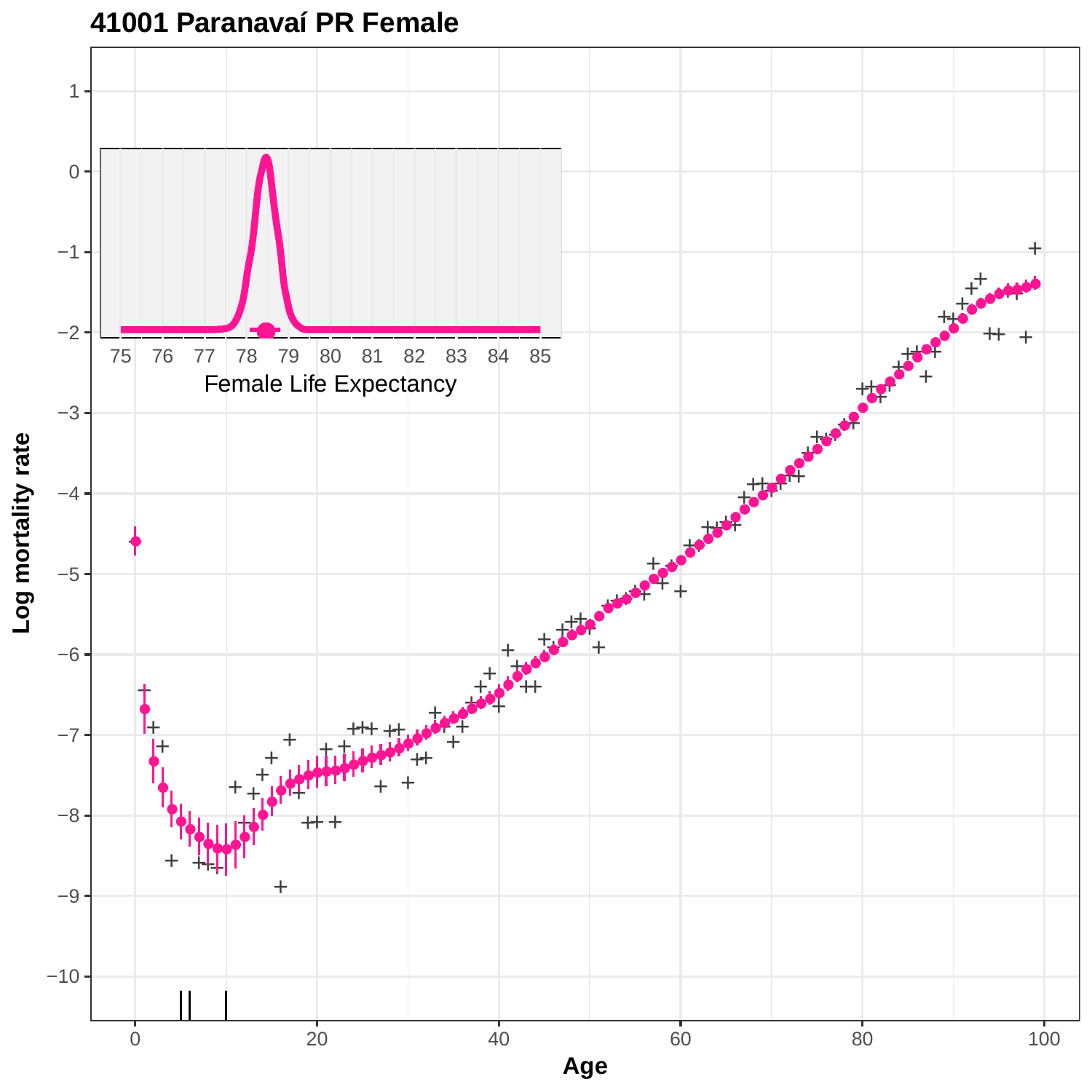# 41001 Paranavaí PR Female

Log mortality rate

Age

Female Life Expectancy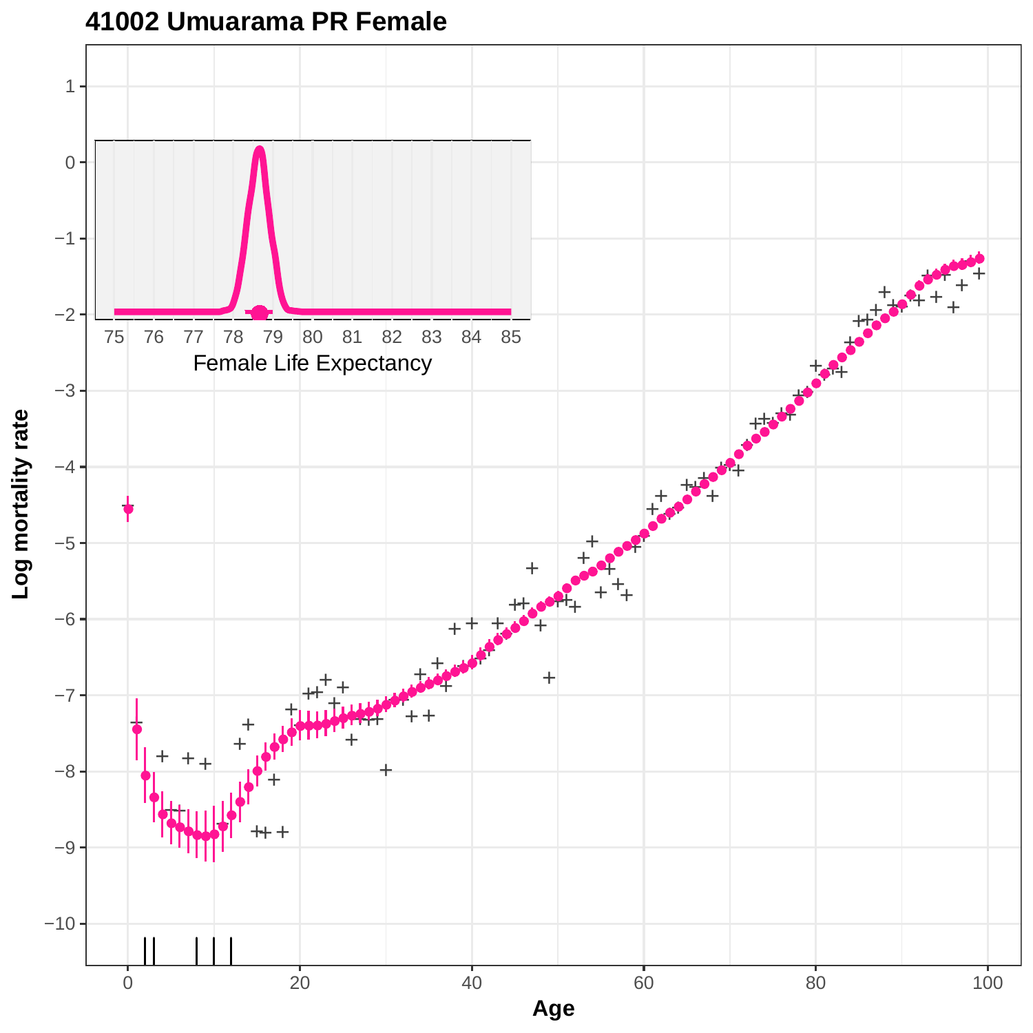## 41002 Umuarama PR Female

Female Life Expectancy

Log mortality rate

Age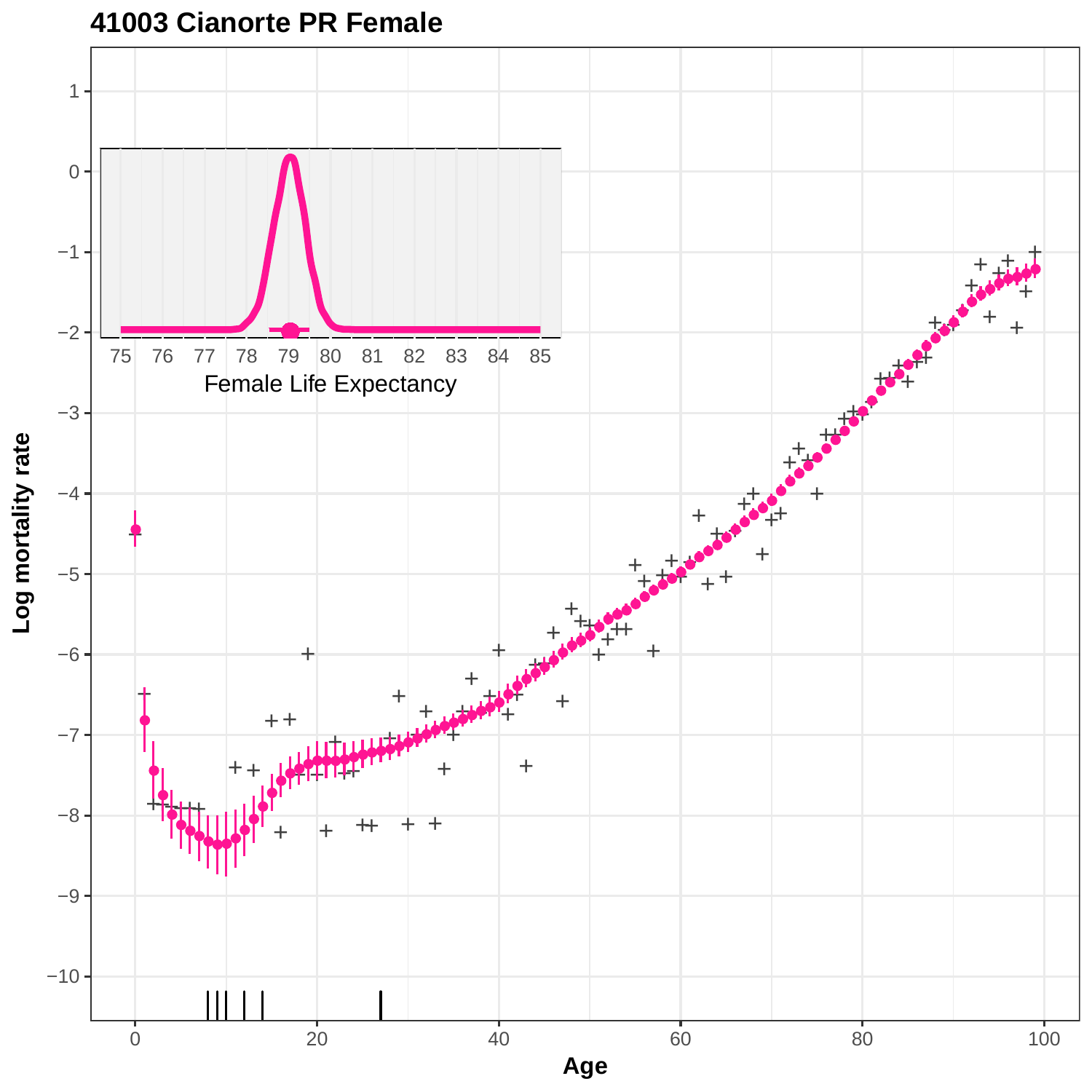# 41003 Cianorte PR Female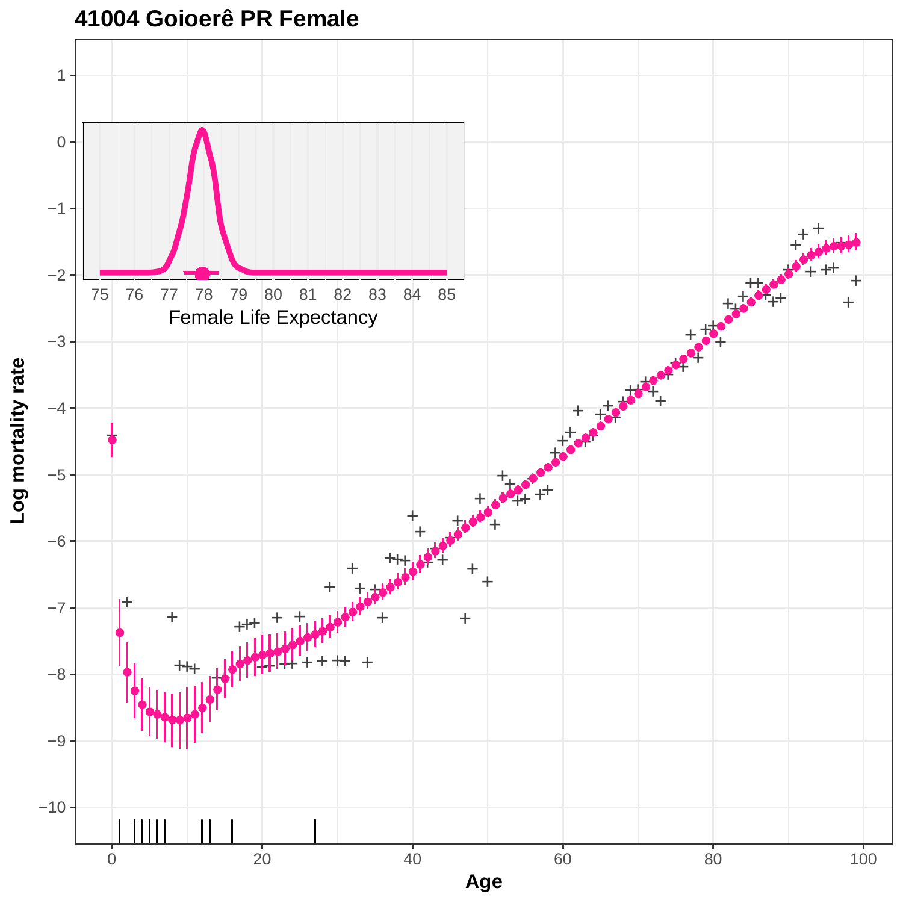# 41004 Goioerê PR Female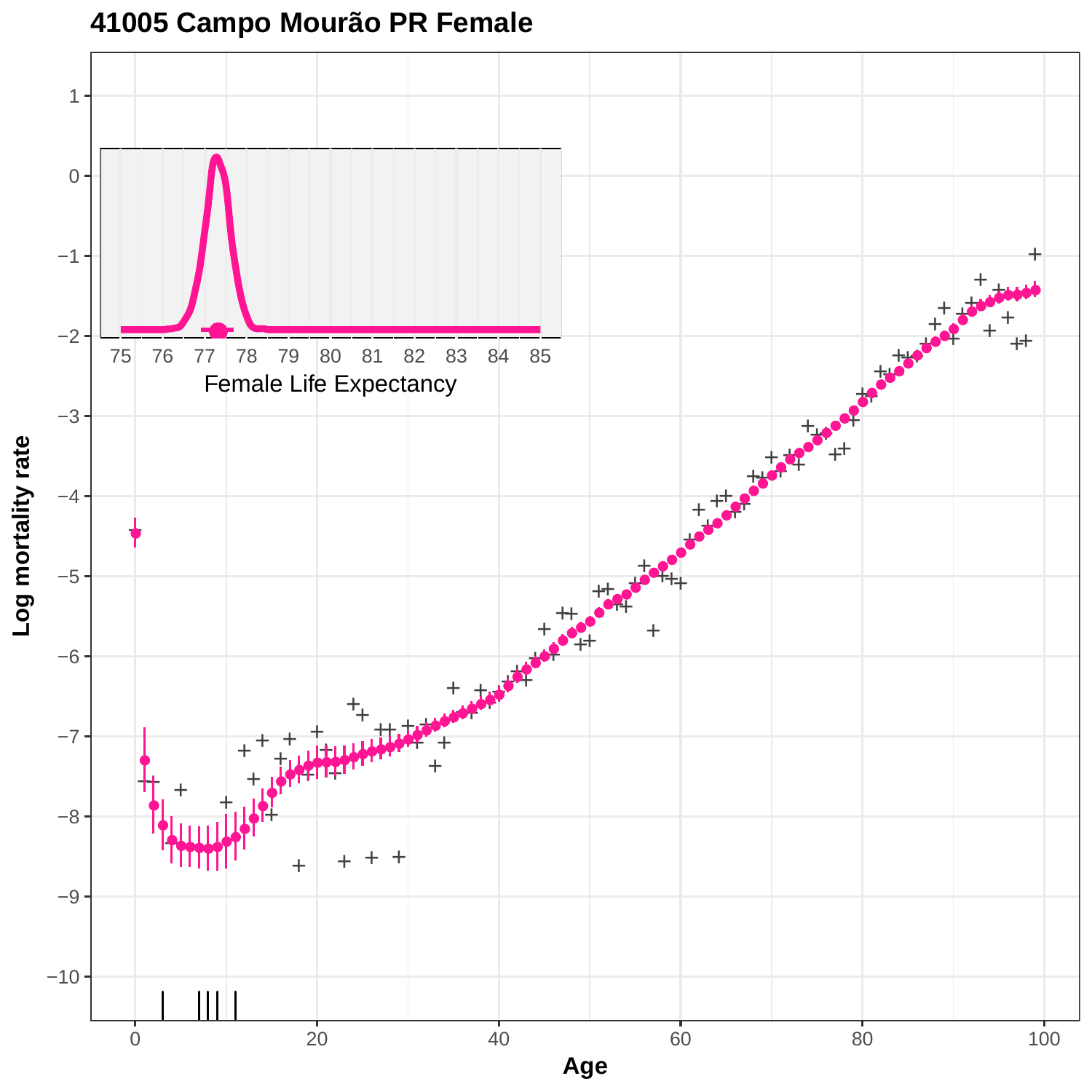# 41005 Campo Mourão PR Female

Log mortality rate

Age

Female Life Expectancy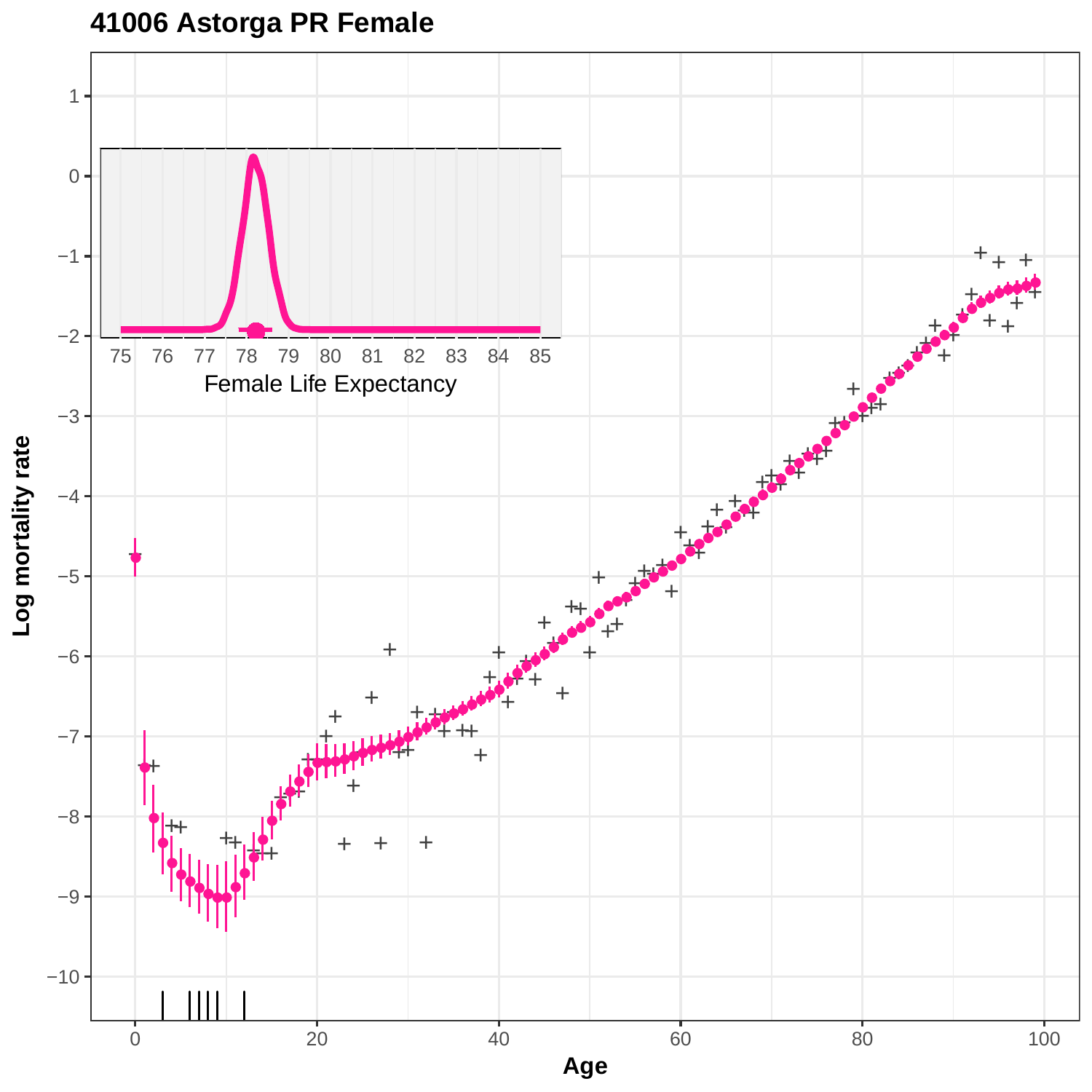# 41006 Astorga PR Female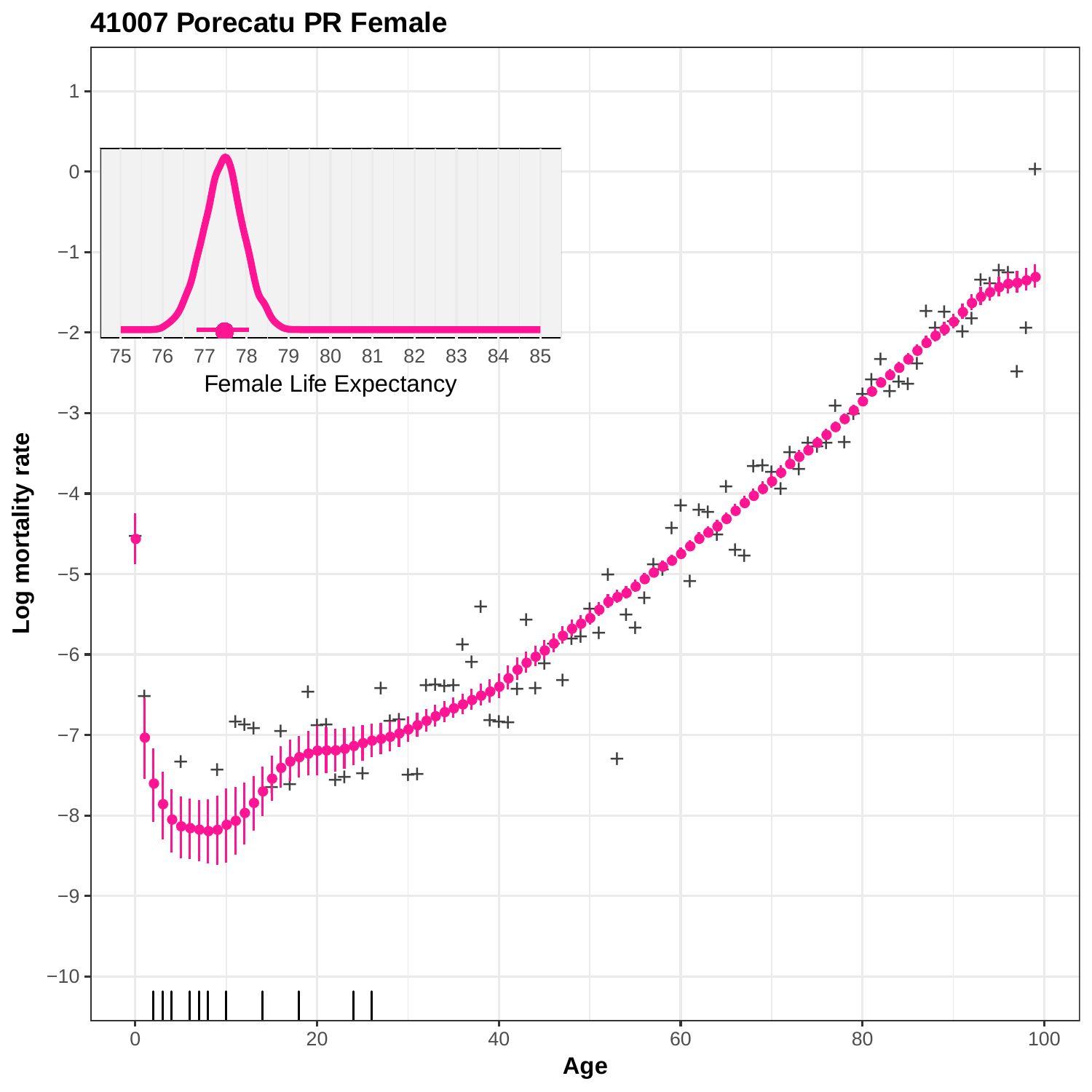# 41007 Porecatu PR Female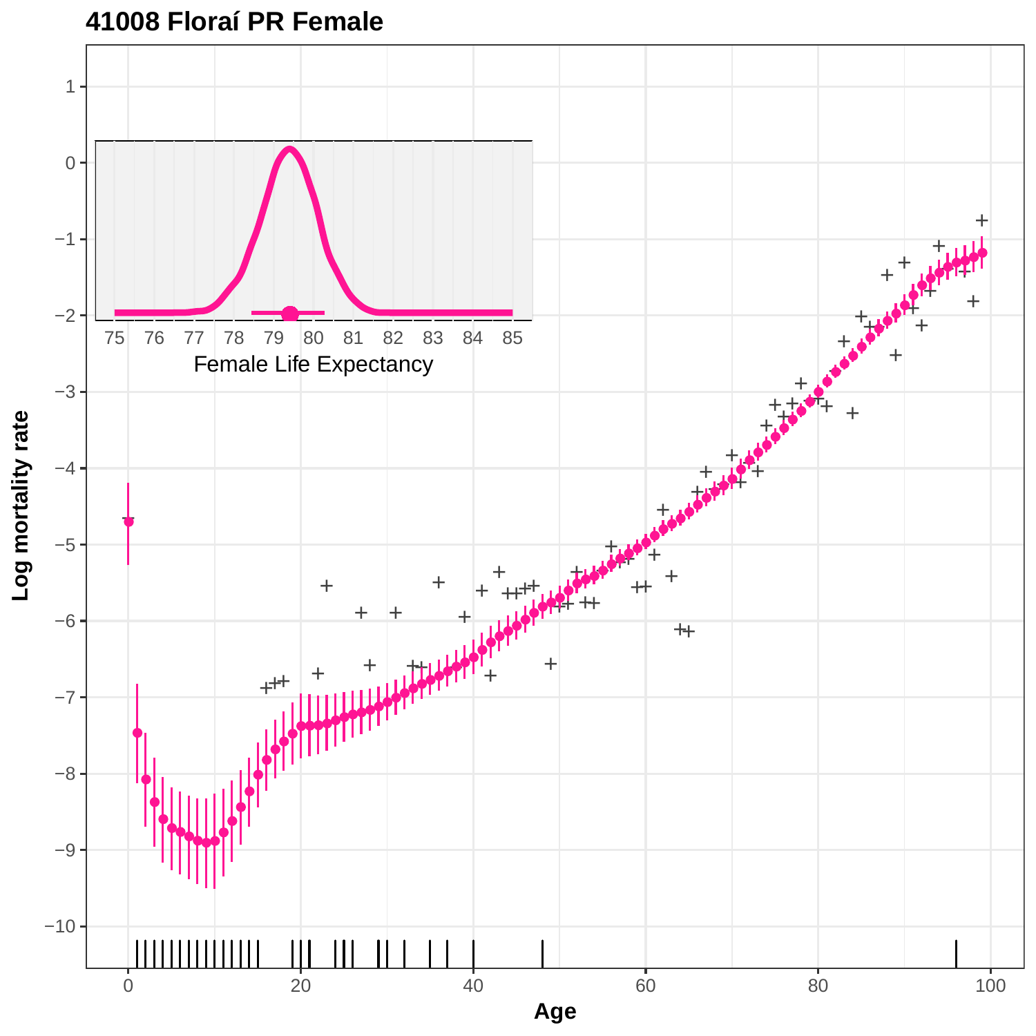# 41008 Floraí PR Female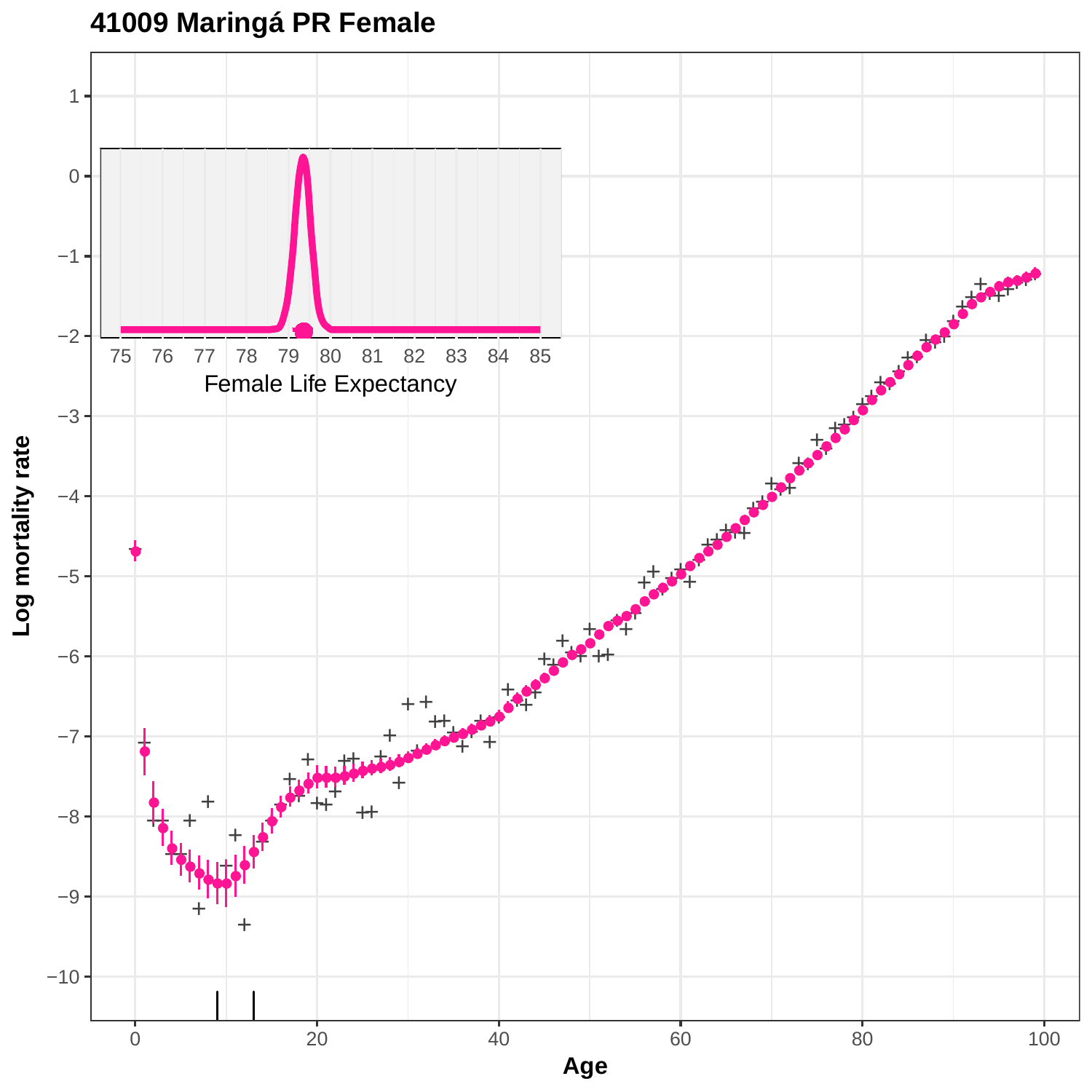# 41009 Maringá PR Female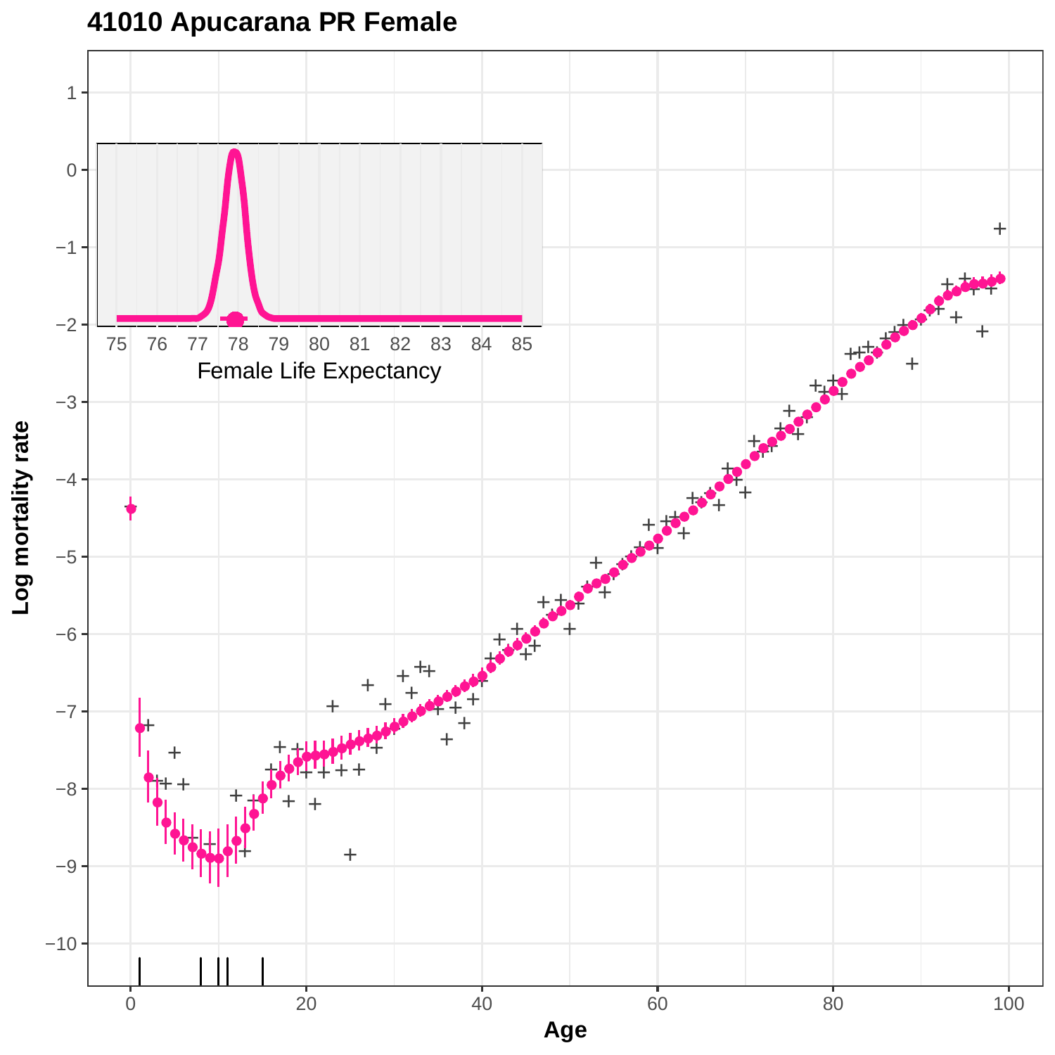# 41010 Apucarana PR Female

Log mortality rate

Age

Female Life Expectancy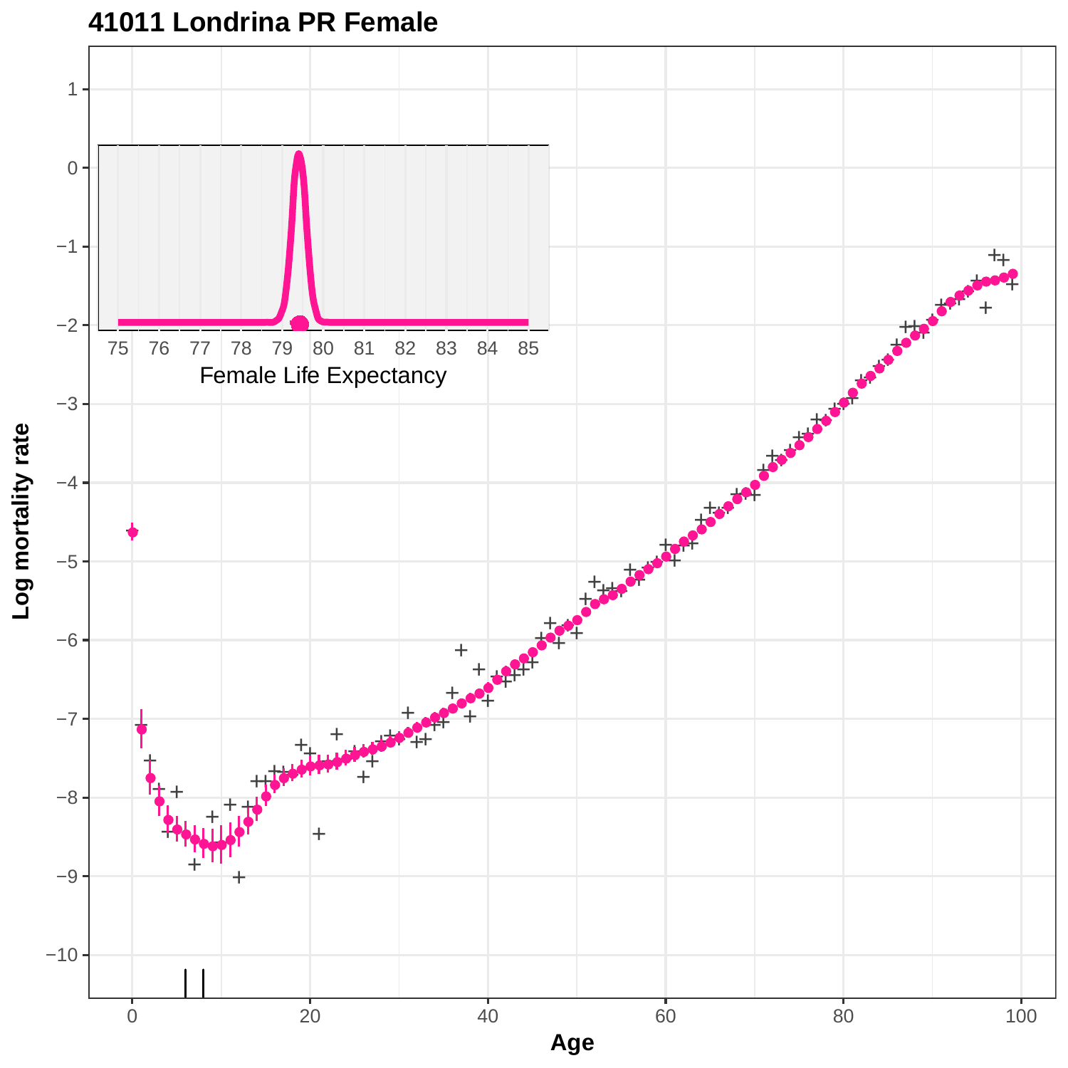# 41011 Londrina PR Female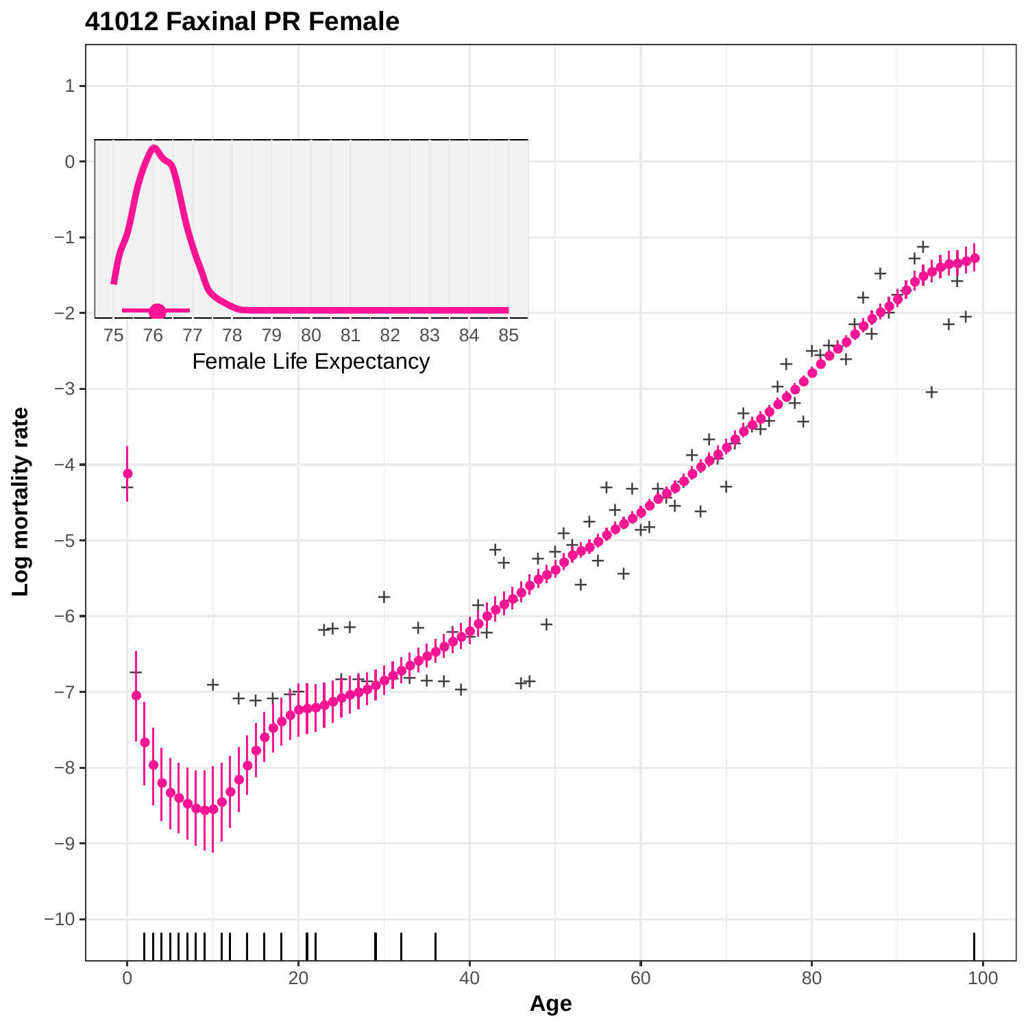# 41012 Faxinal PR Female

Female Life Expectancy

Log mortality rate

Age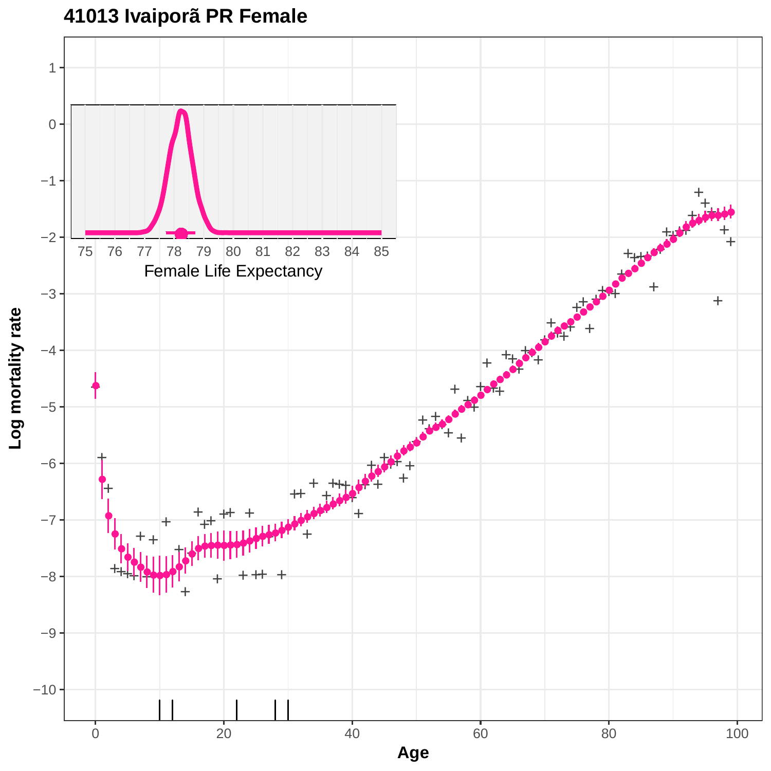# 41013 Ivaiporã PR Female

Log mortality rate

Age

Female Life Expectancy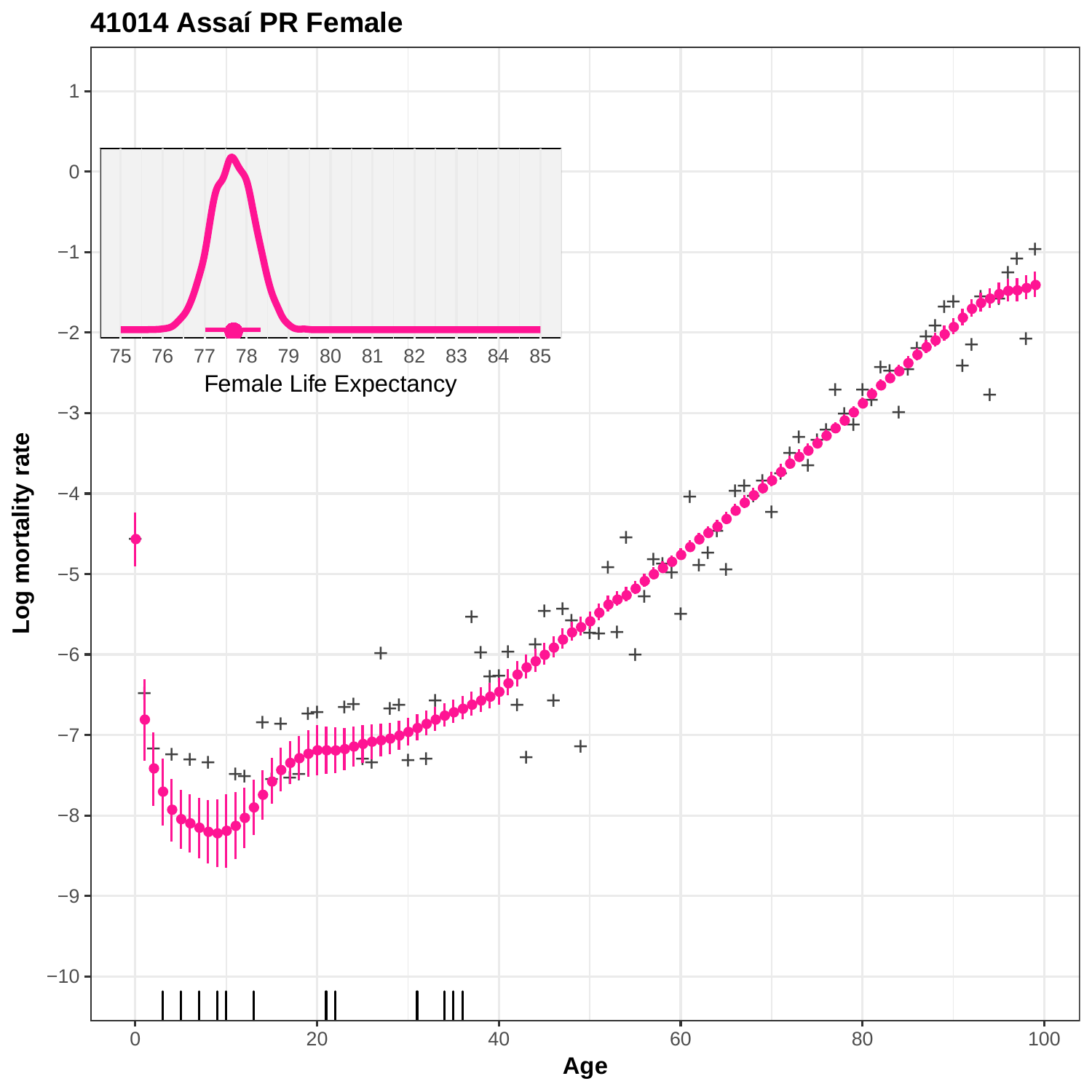# 41014 Assaí PR Female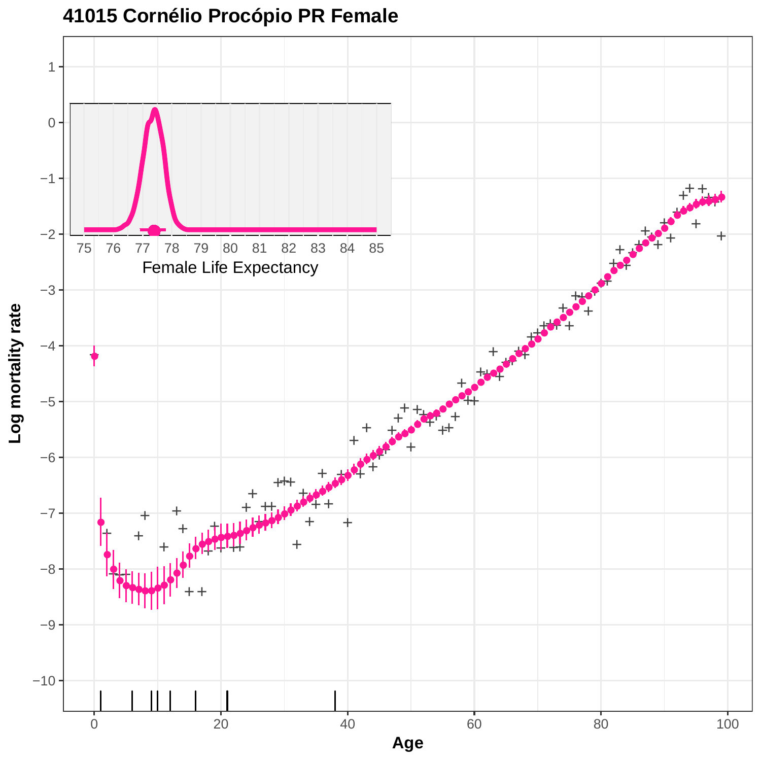# 41015 Cornélio Procópio PR Female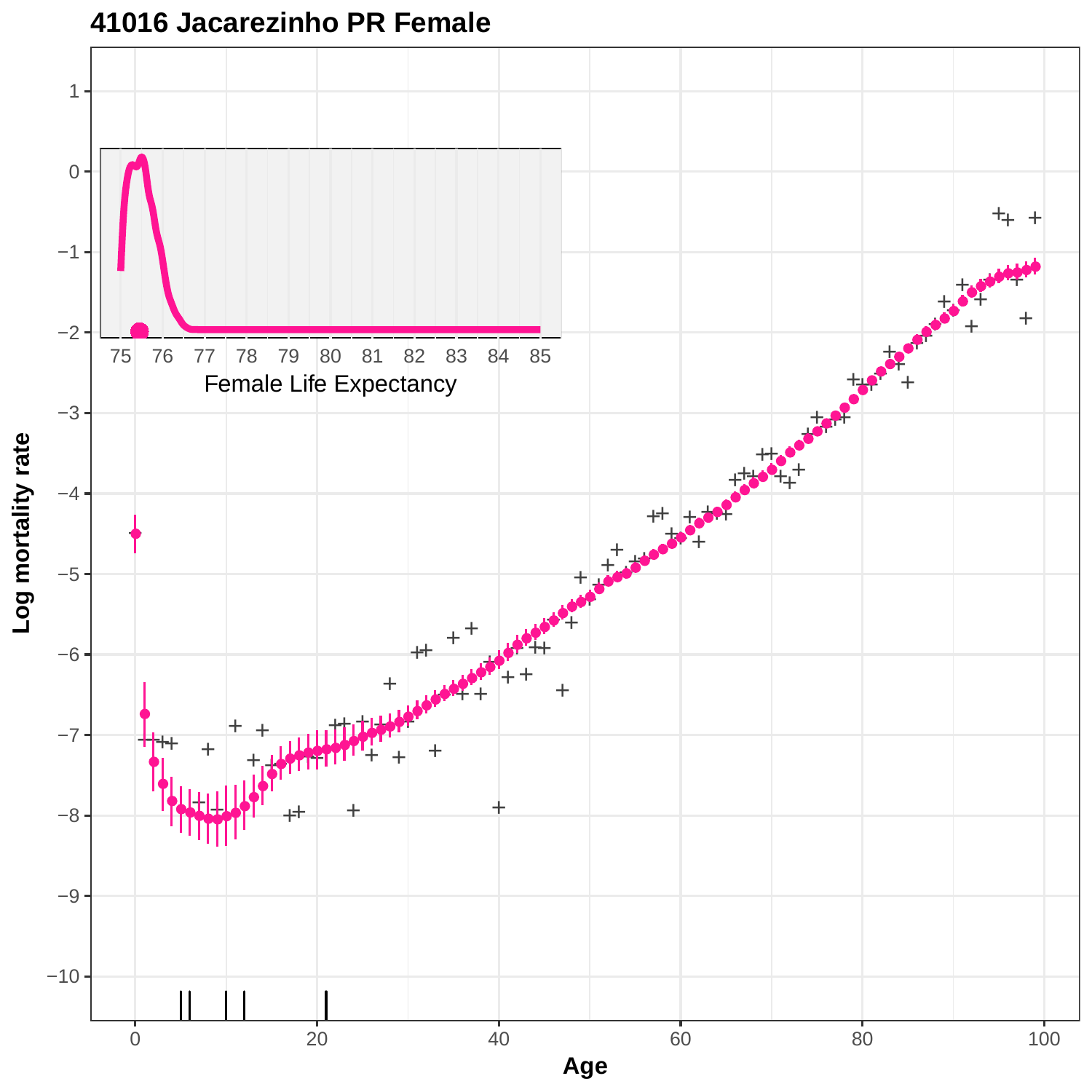# 41016 Jacarezinho PR Female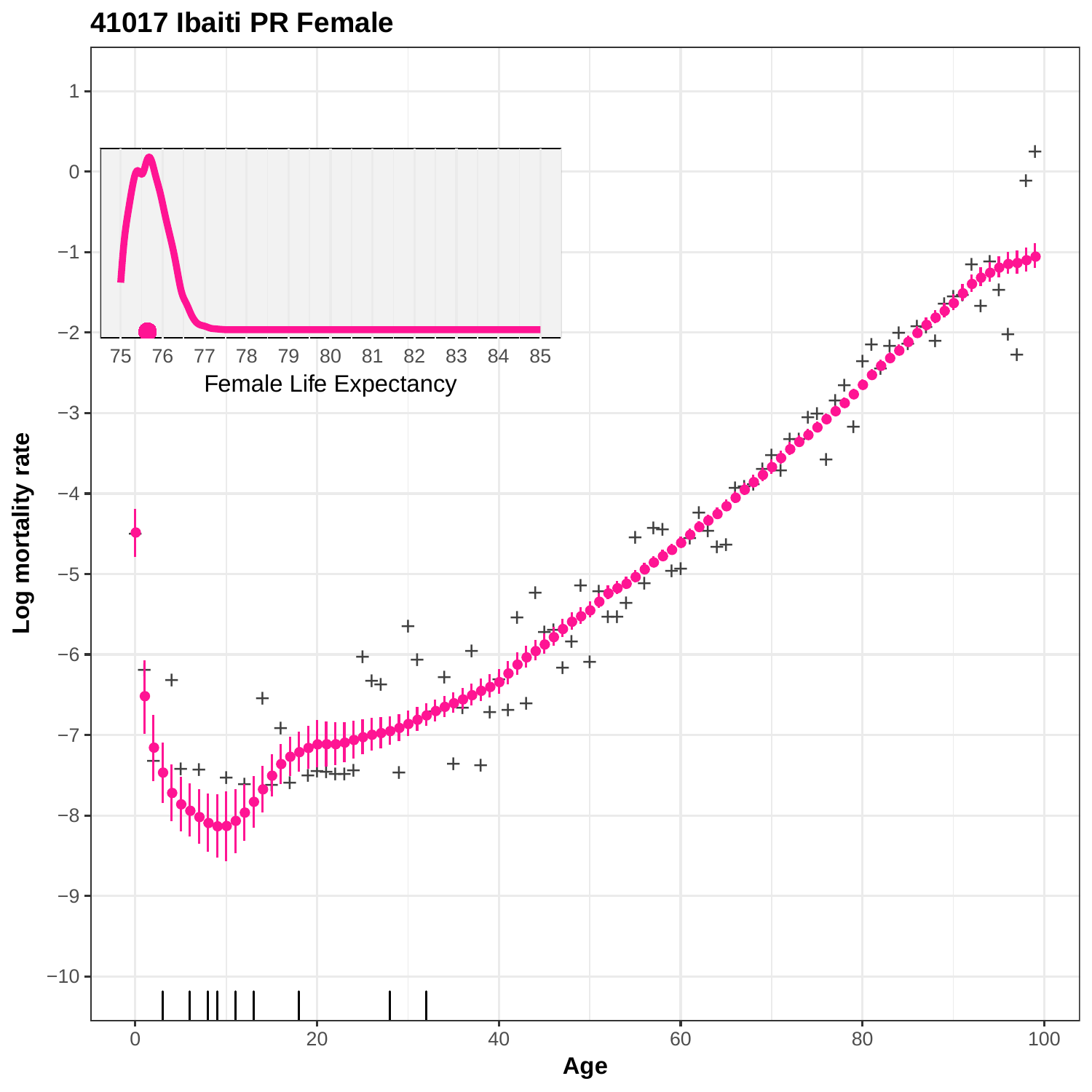# 41017 Ibaiti PR Female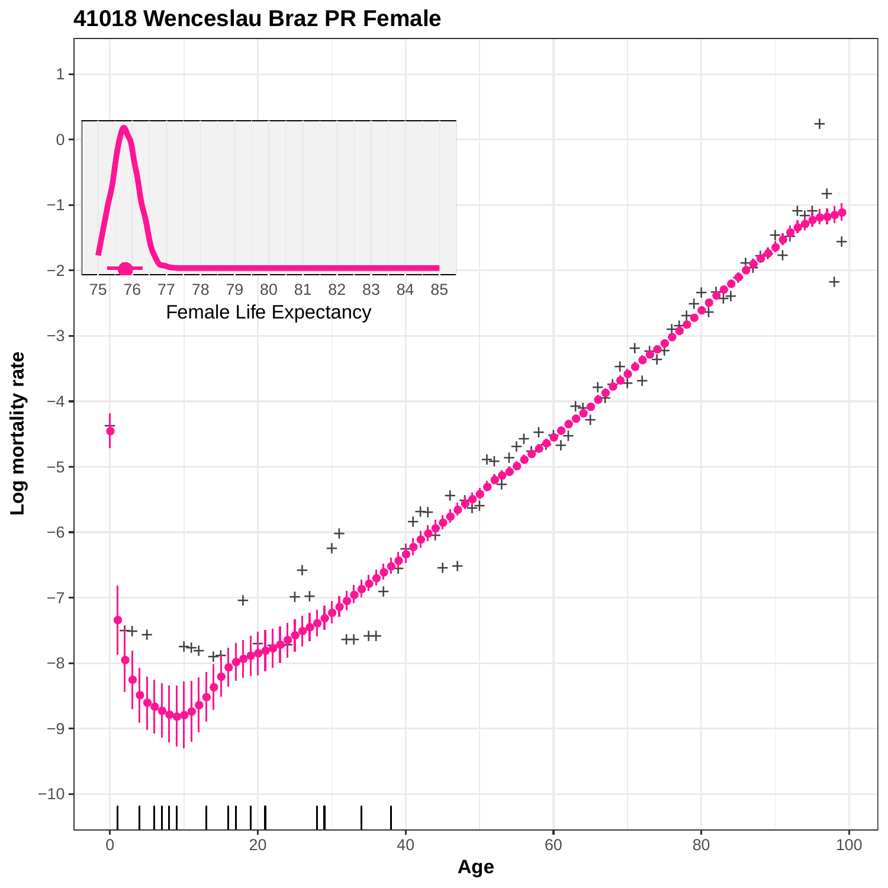# 41018 Wenceslau Braz PR Female

Log mortality rate

Age

Female Life Expectancy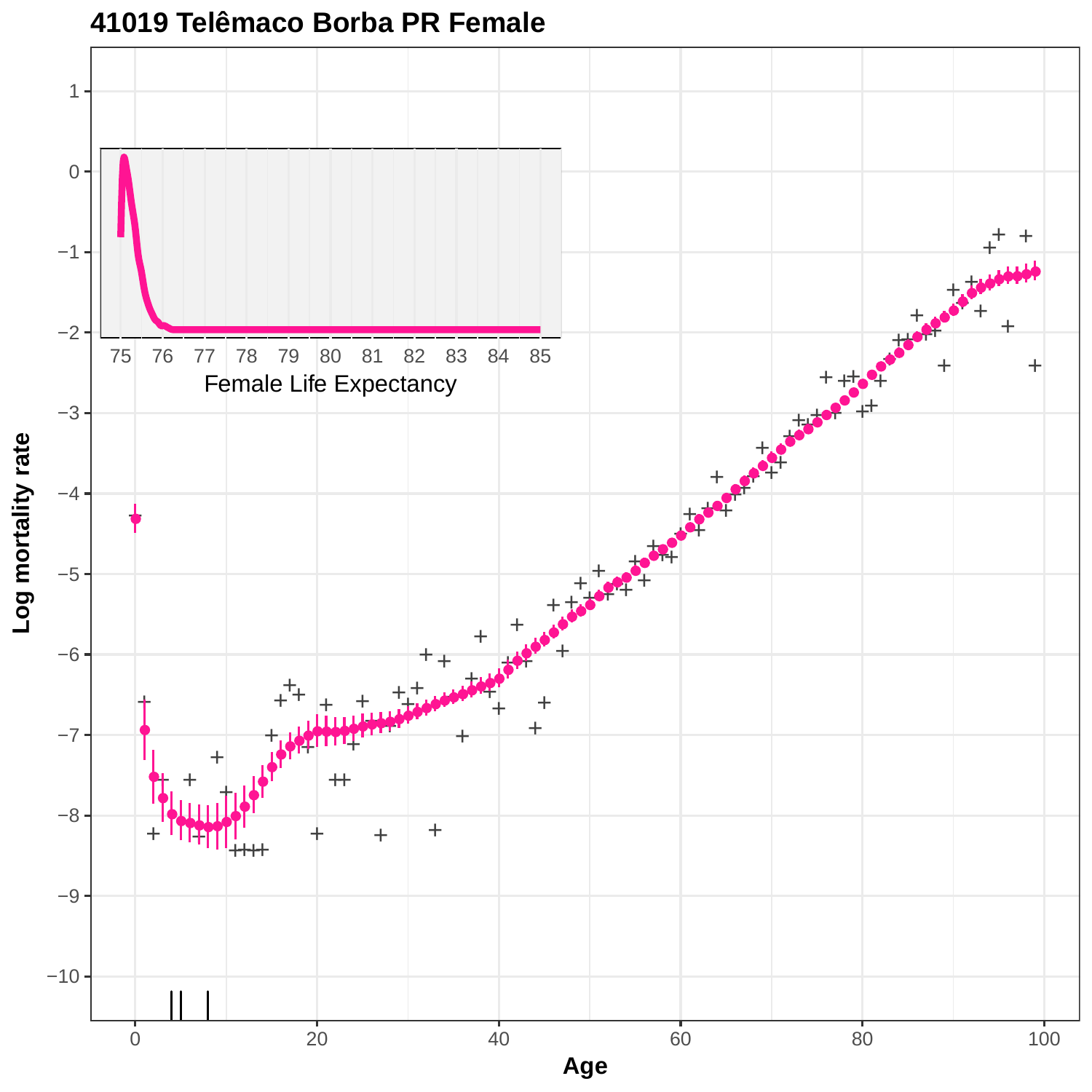# 41019 Telêmaco Borba PR Female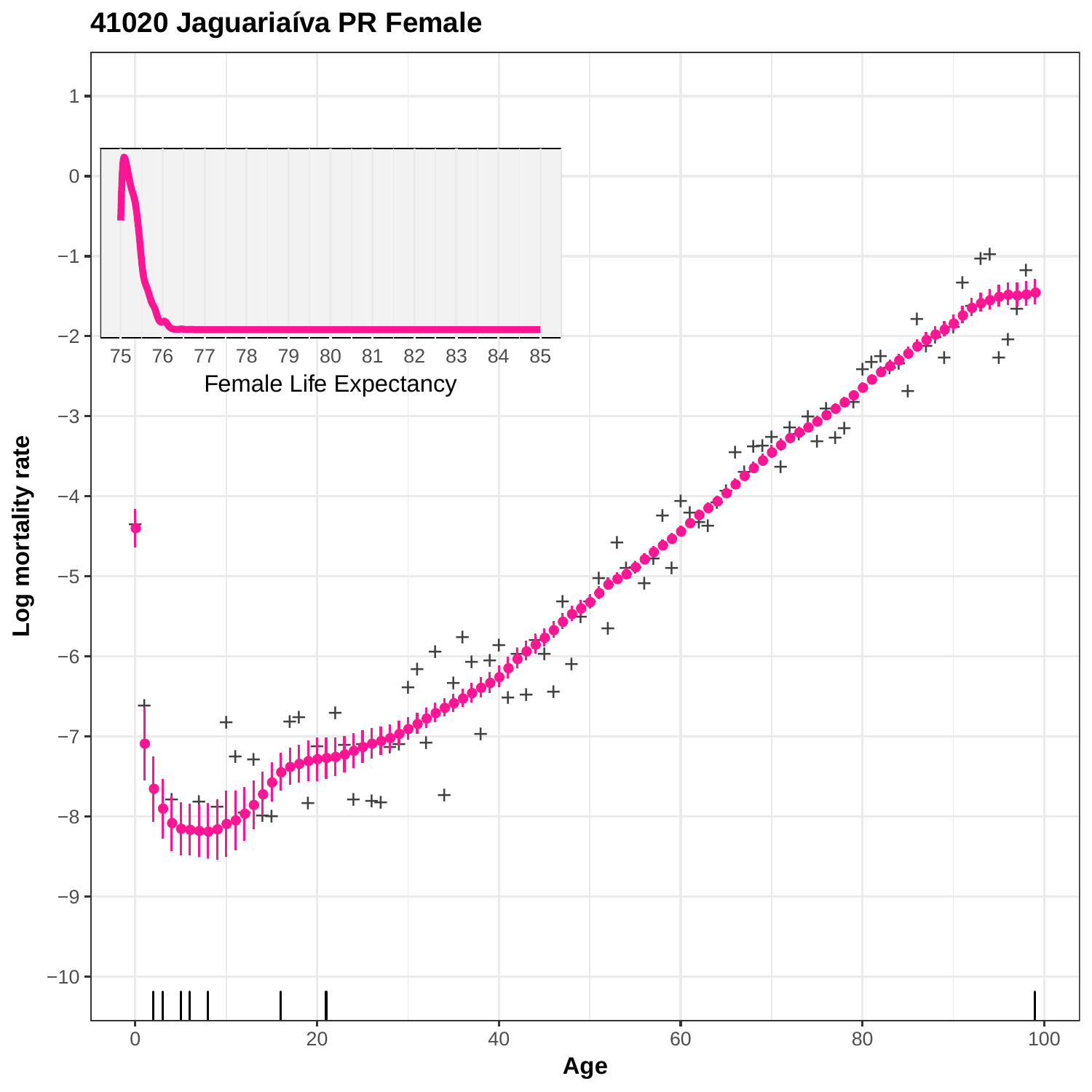# 41020 Jaguariaíva PR Female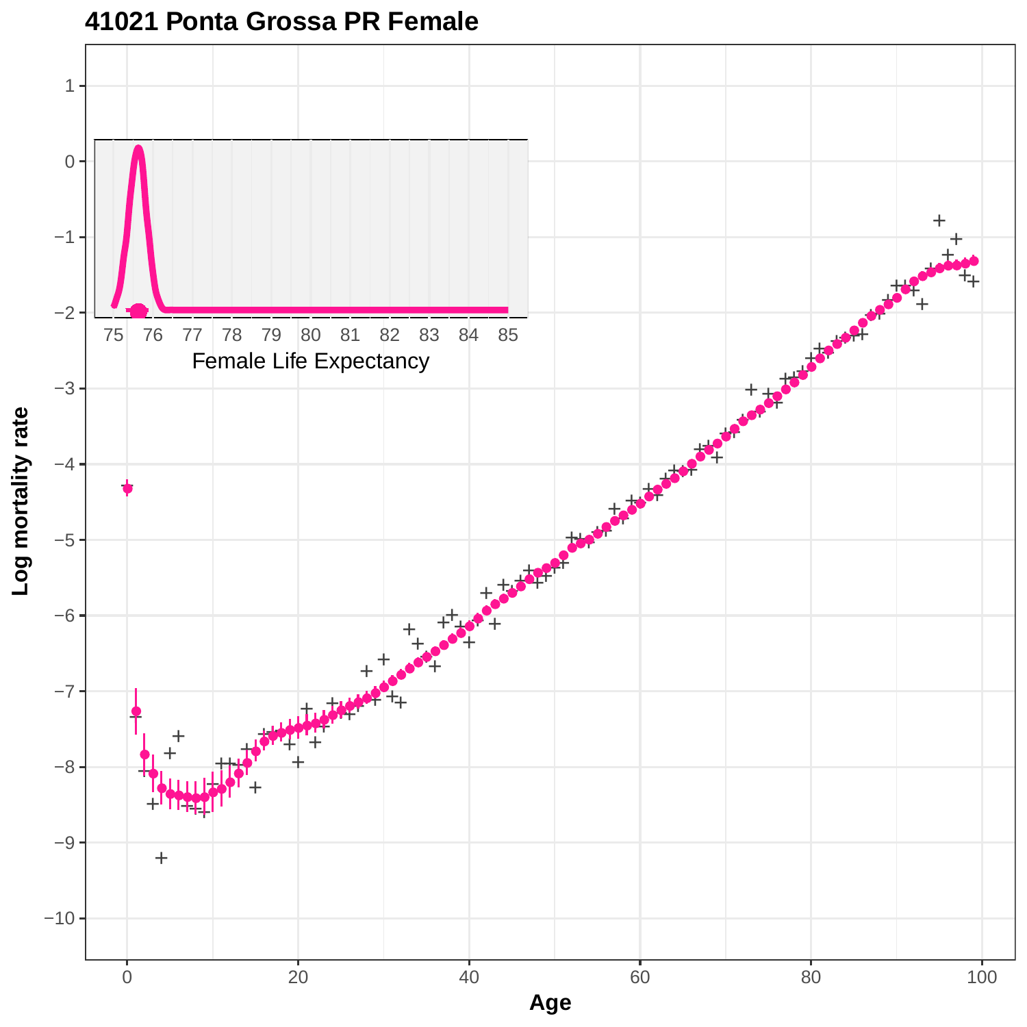# 41021 Ponta Grossa PR Female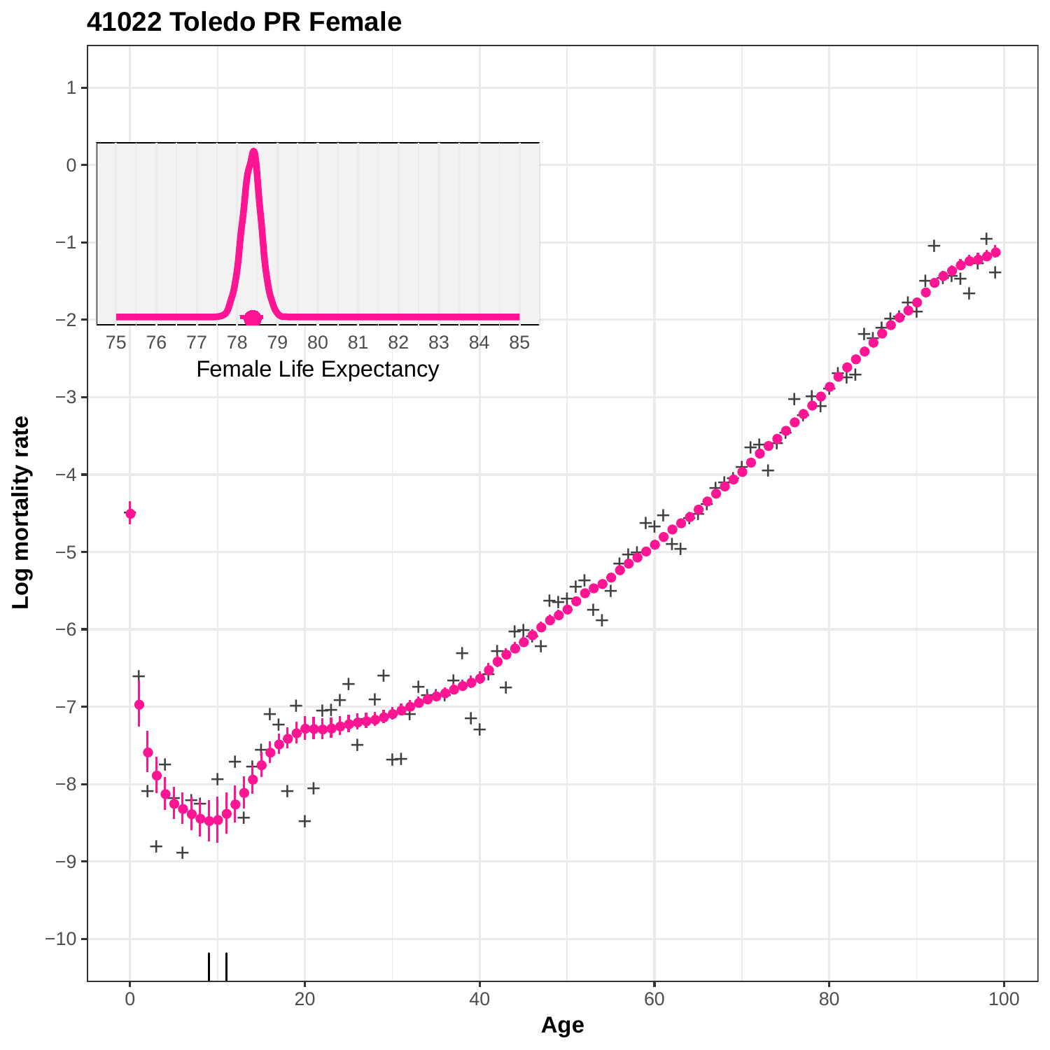# 41022 Toledo PR Female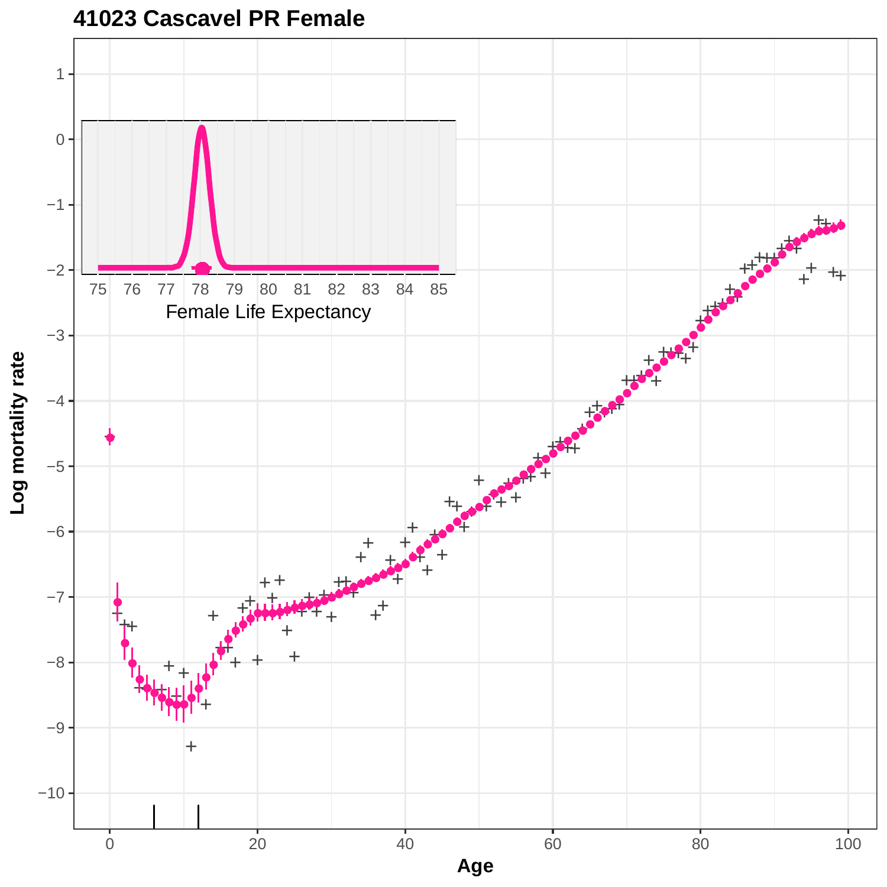# 41023 Cascavel PR Female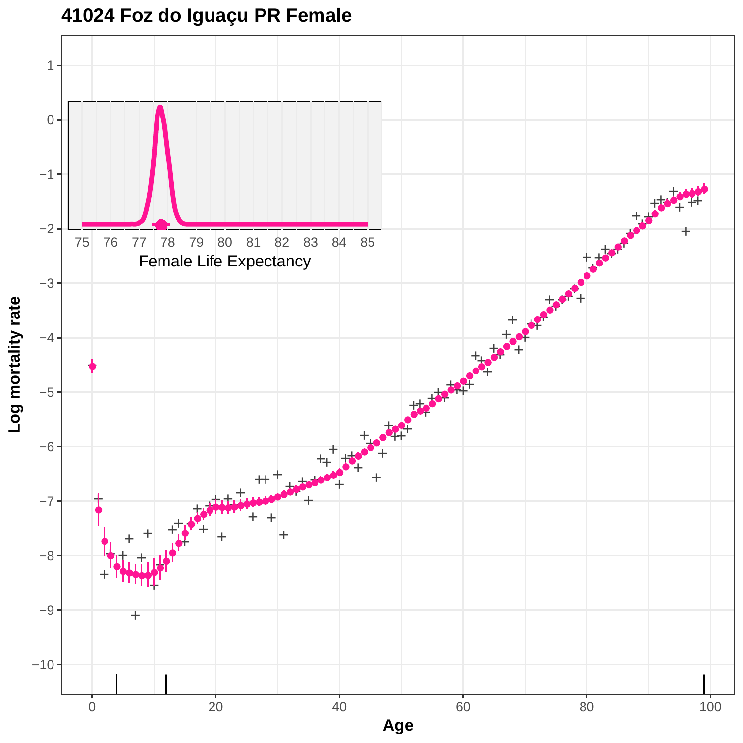# 41024 Foz do Iguaçu PR Female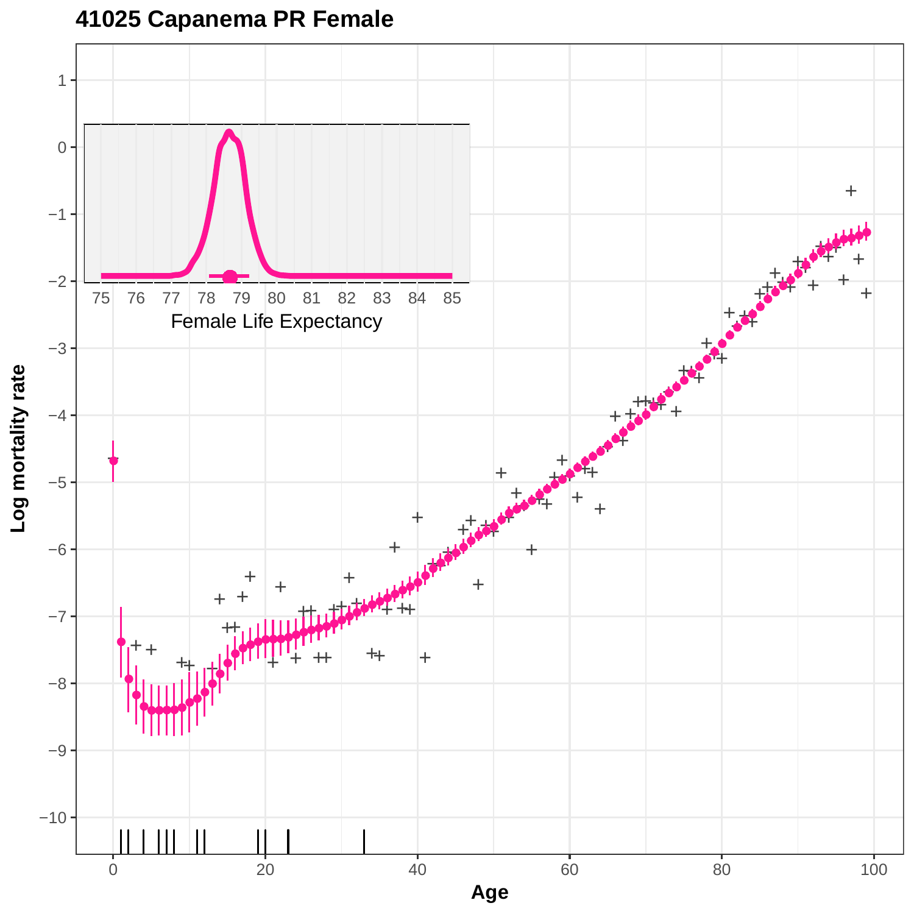# 41025 Capanema PR Female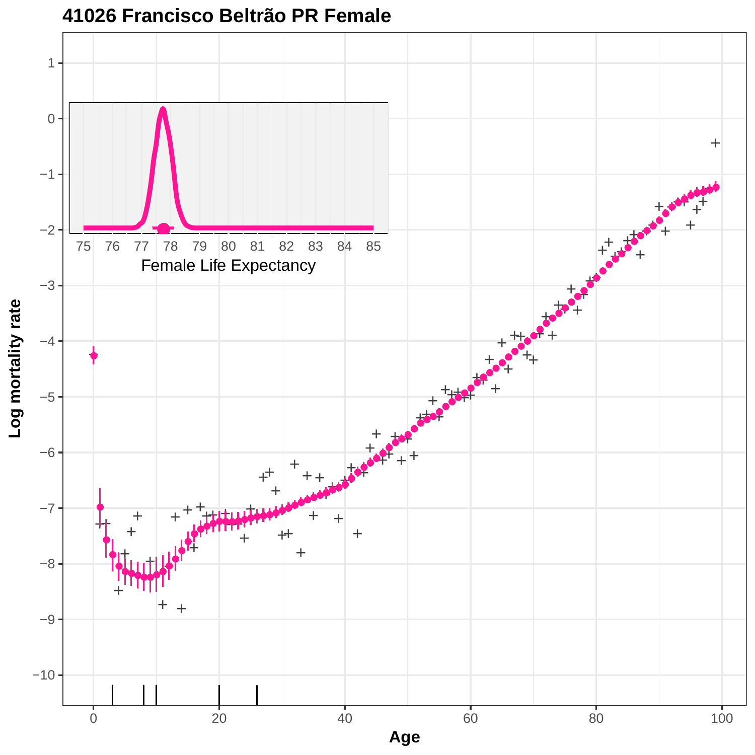# 41026 Francisco Beltrão PR Female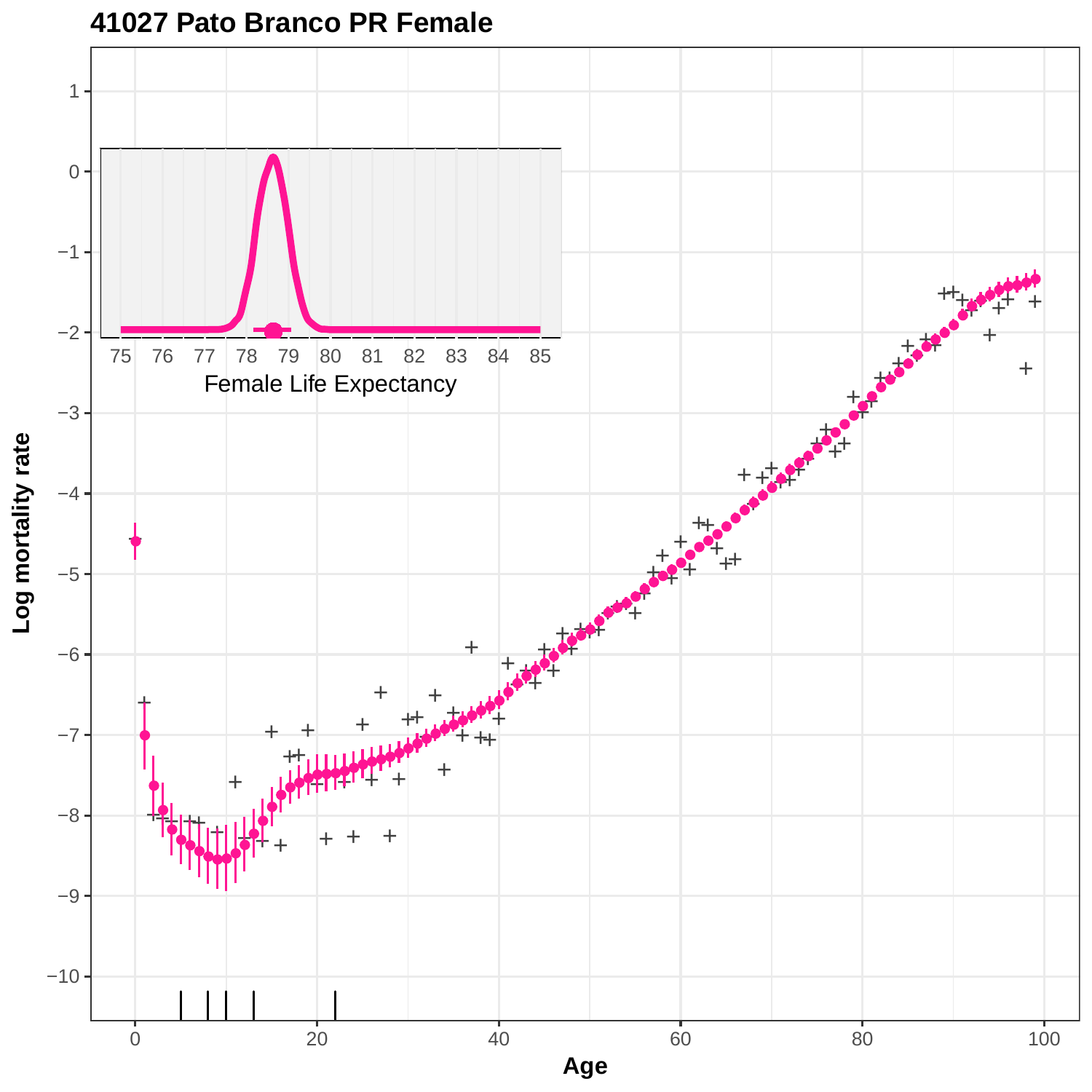# 41027 Pato Branco PR Female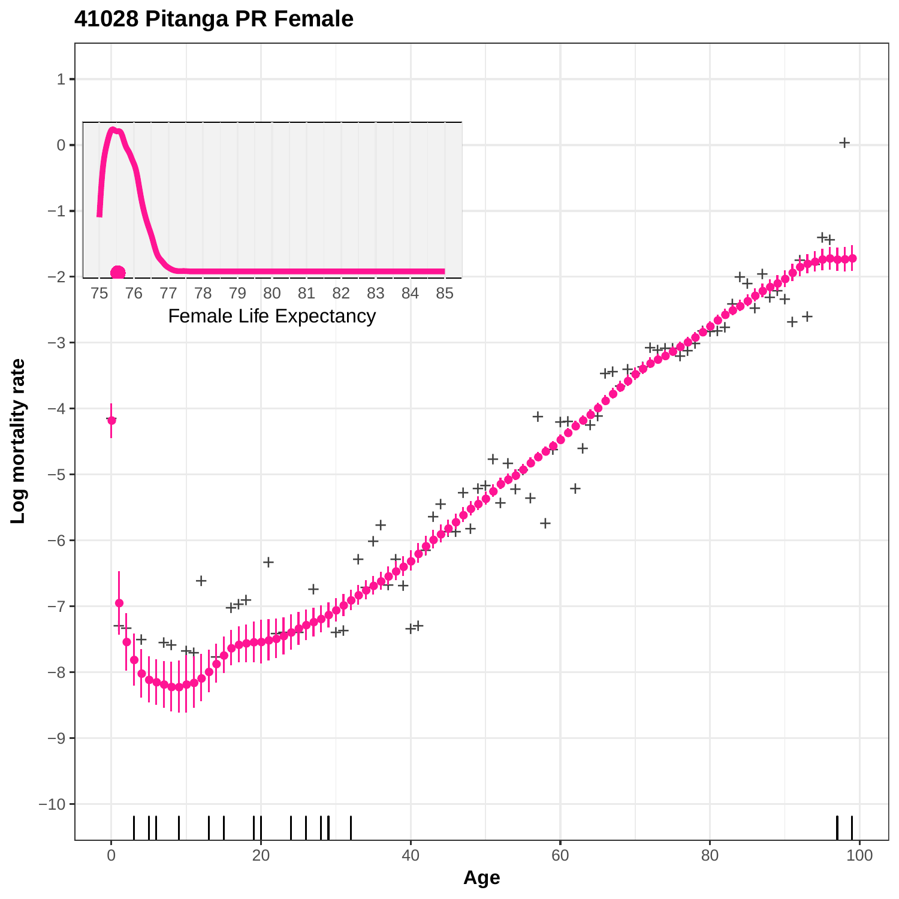# 41028 Pitanga PR Female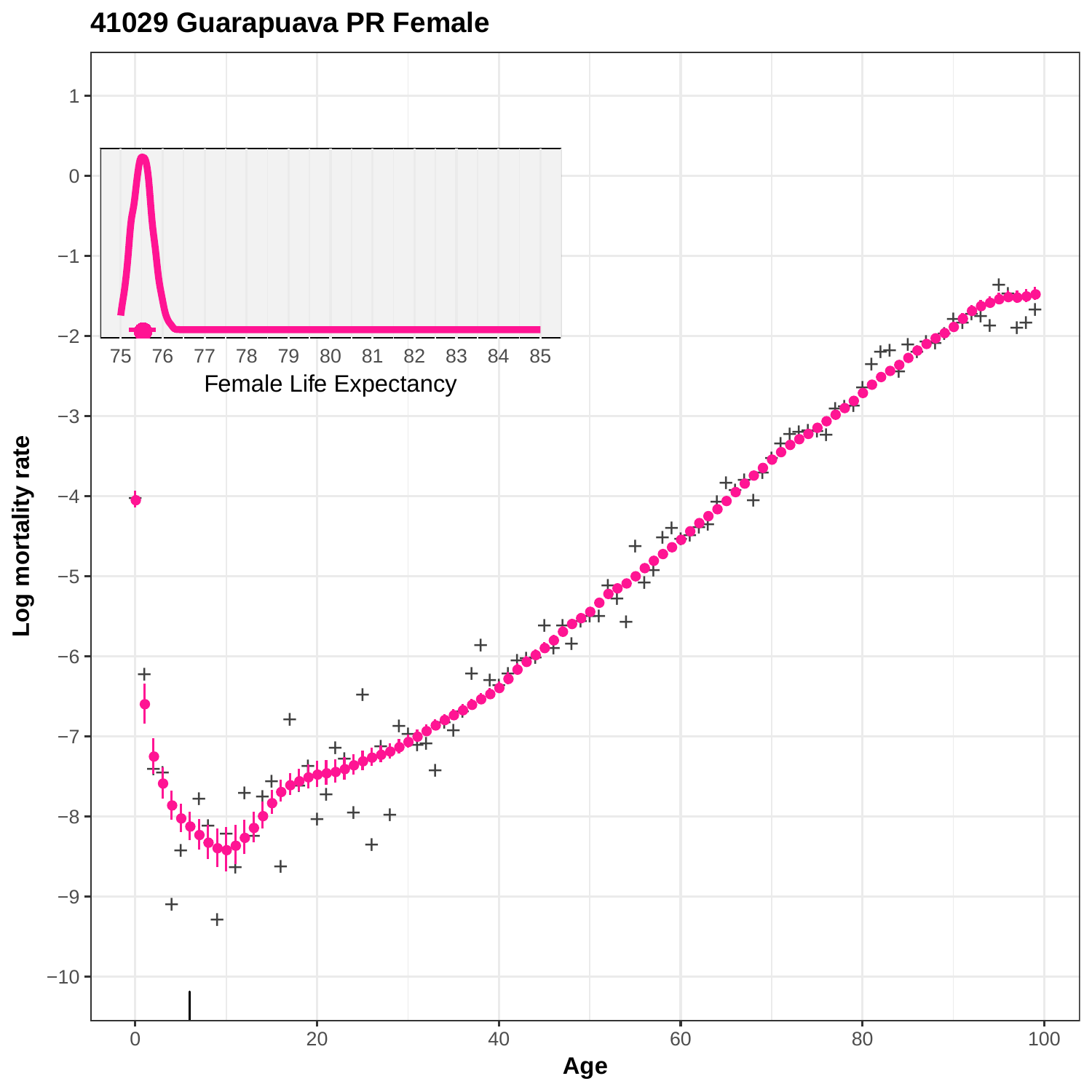# 41029 Guarapuava PR Female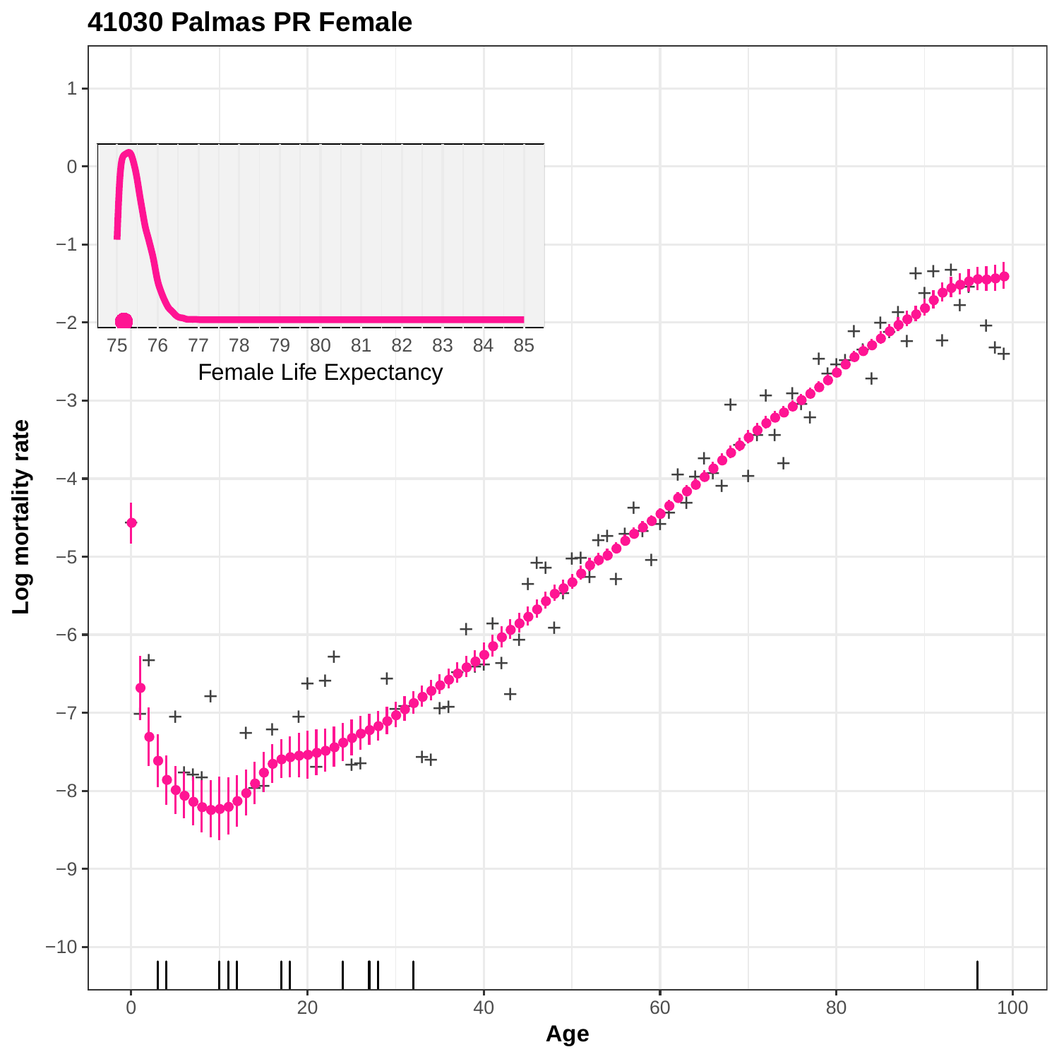# 41030 Palmas PR Female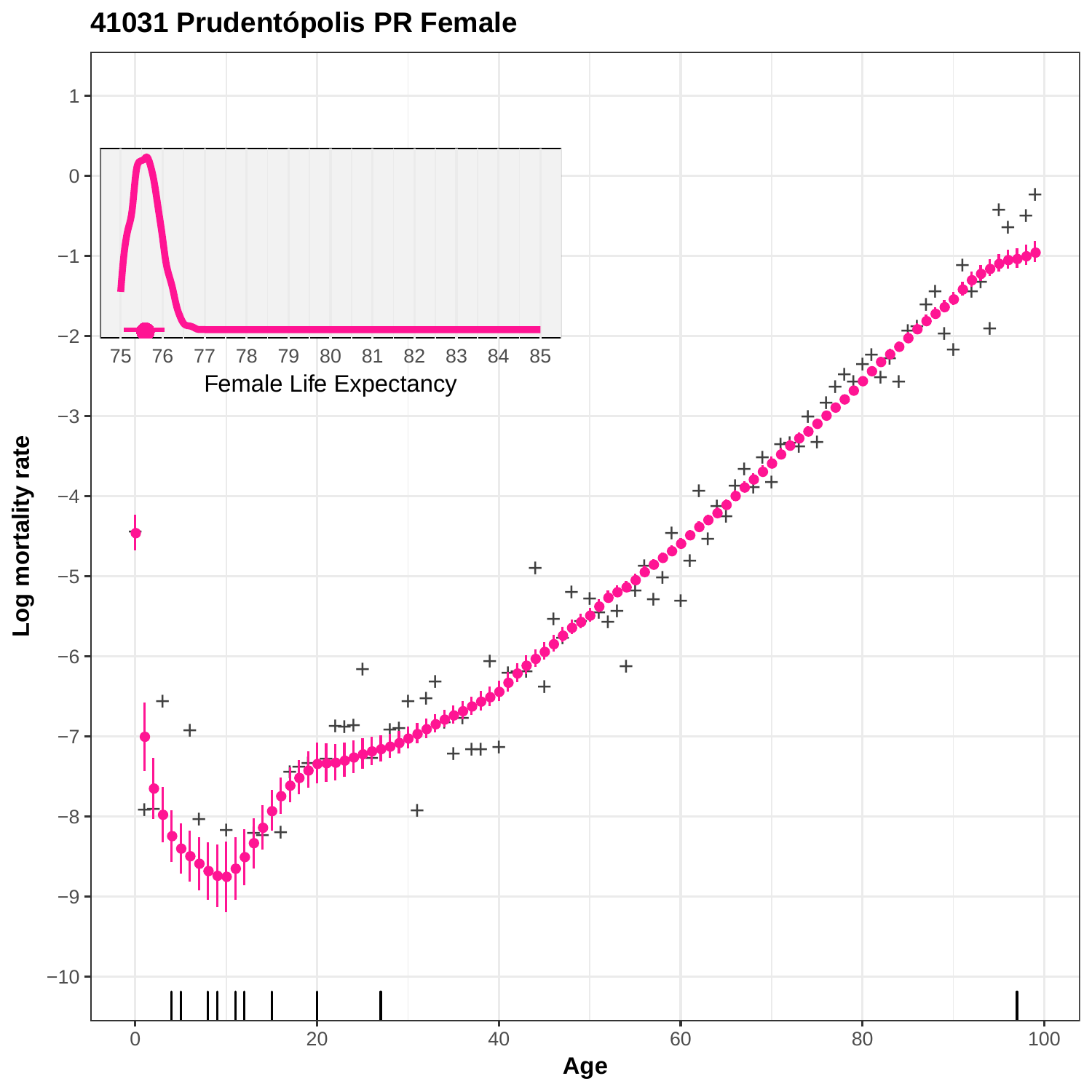**41031 Prudentópolis PR Female**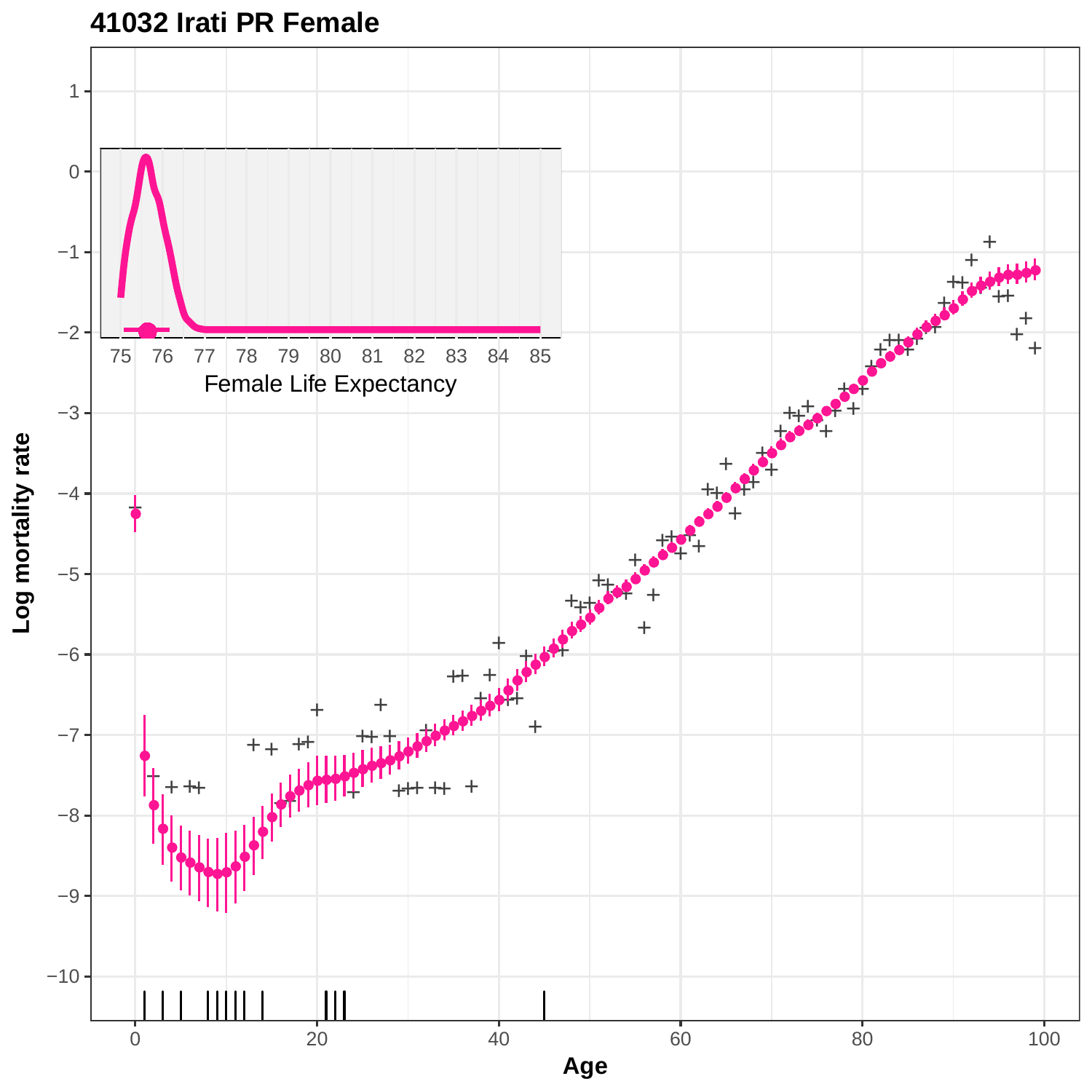# 41032 Irati PR Female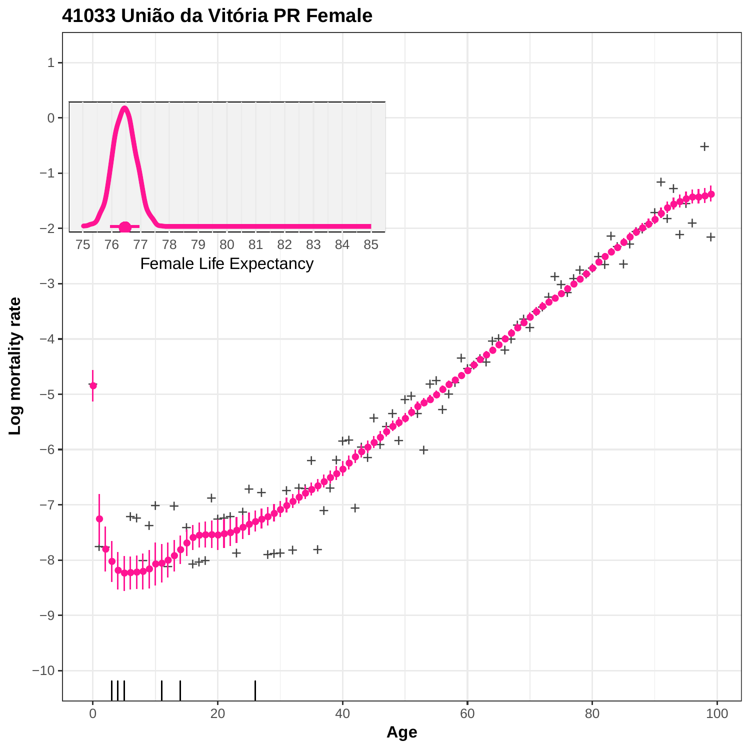# 41033 União da Vitória PR Female

Female Life Expectancy

Log mortality rate

Age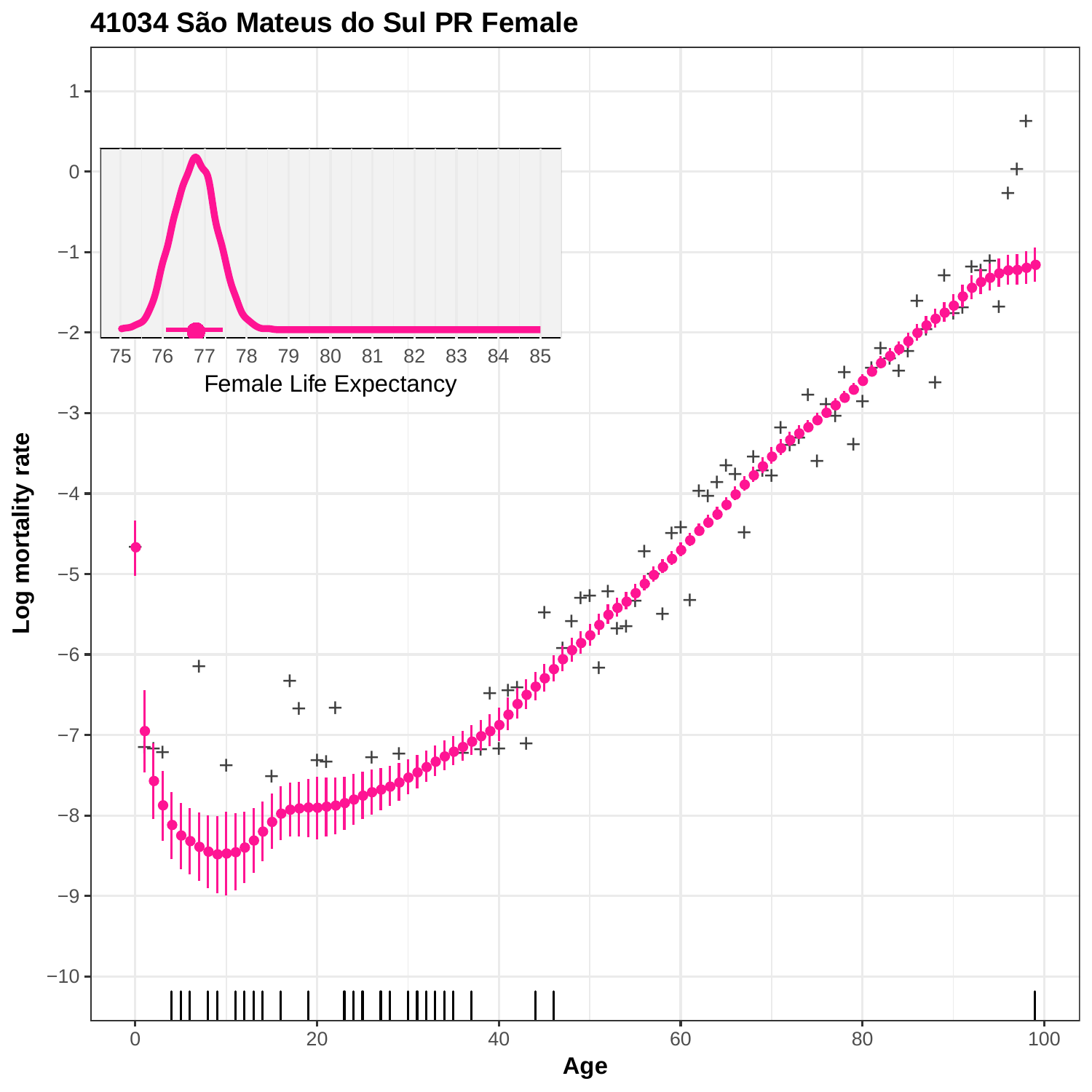# 41034 São Mateus do Sul PR Female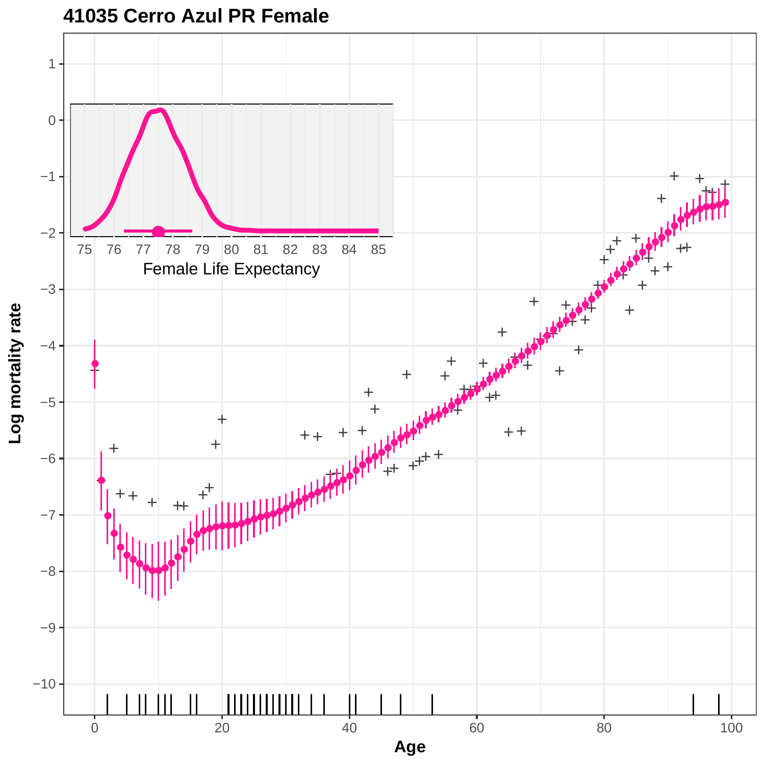# 41035 Cerro Azul PR Female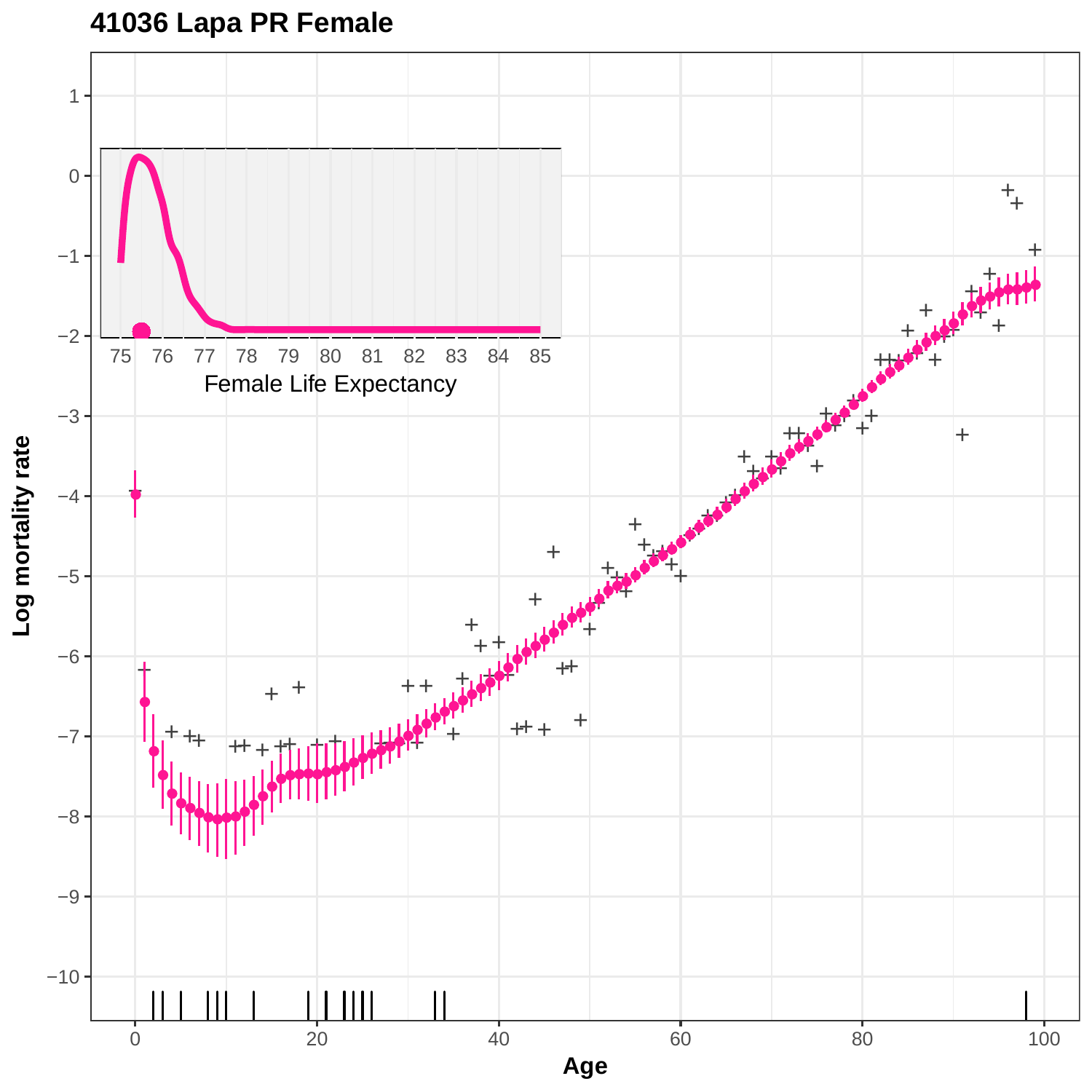# 41036 Lapa PR Female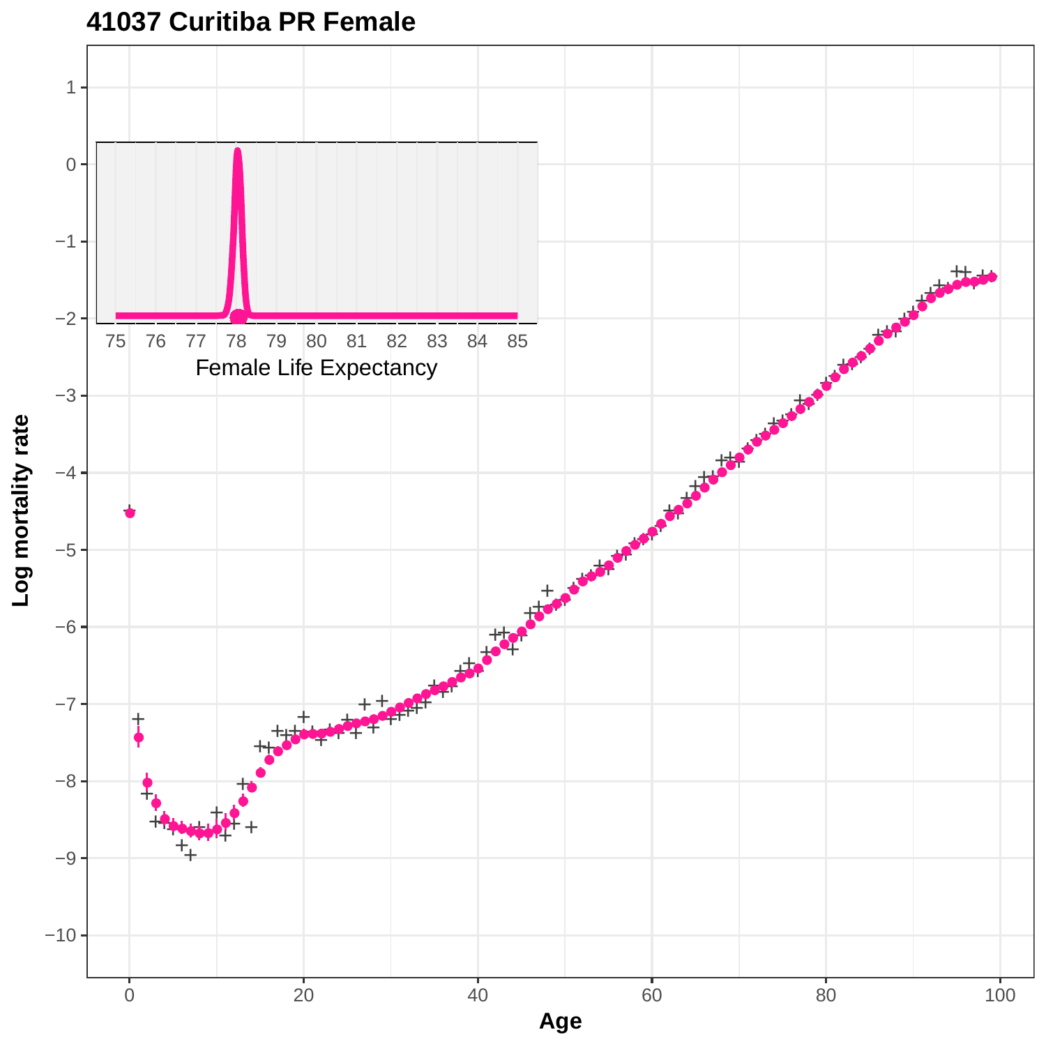# 41037 Curitiba PR Female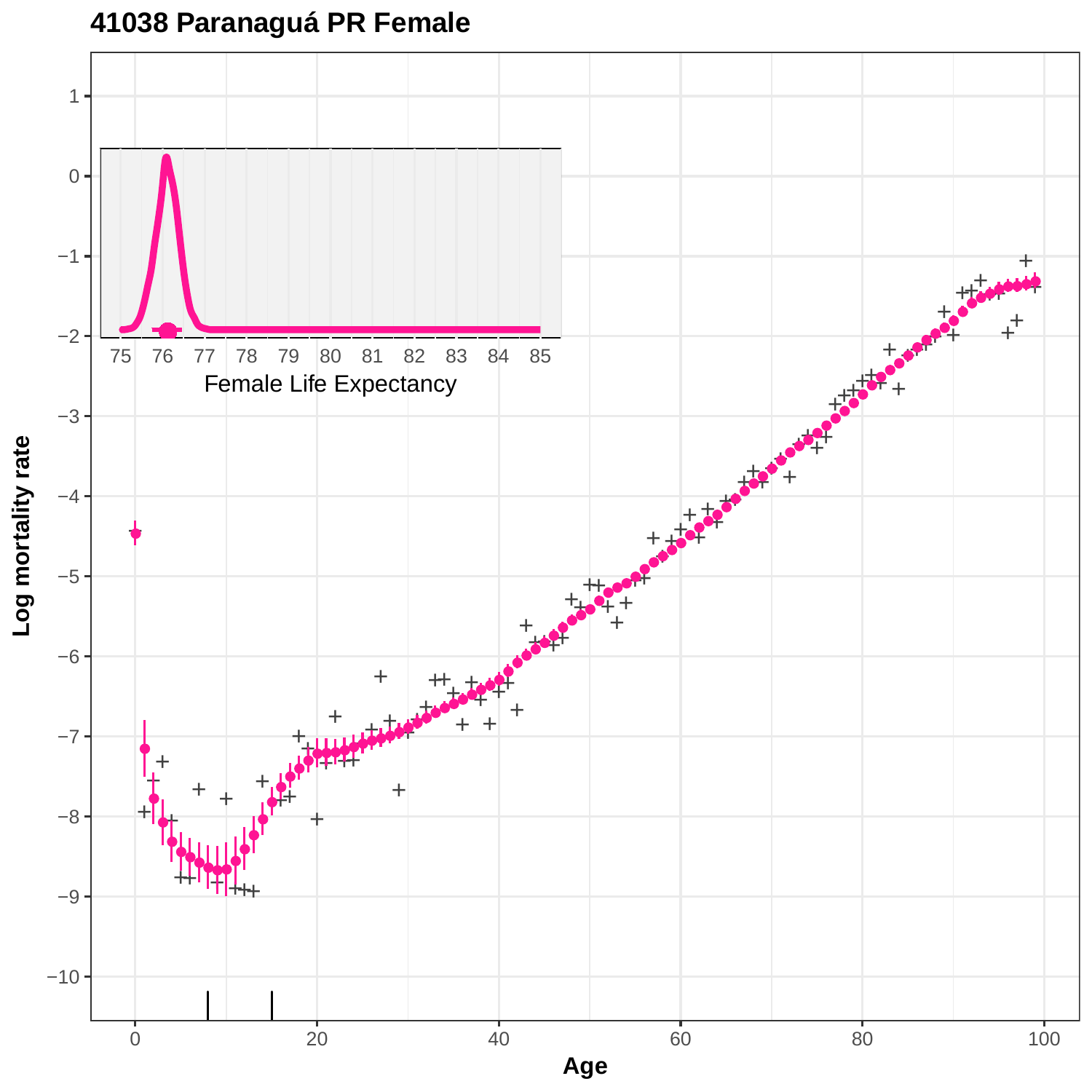## 41038 Paranaguá PR Female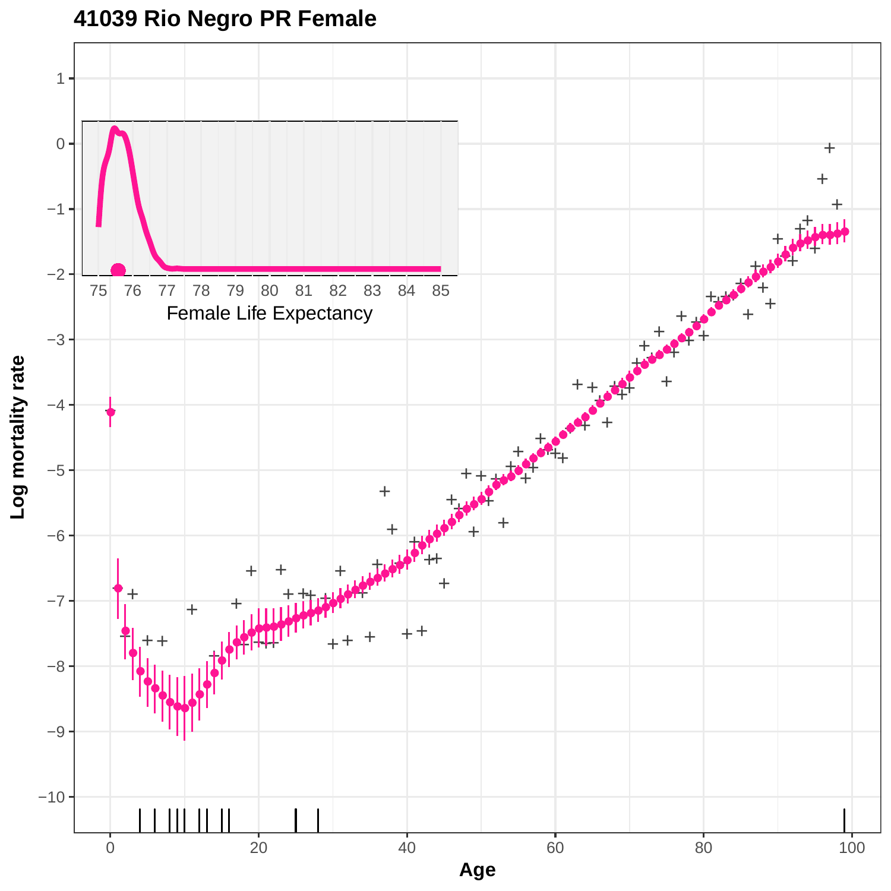41039 Rio Negro PR Female

Log mortality rate

Age

Female Life Expectancy

1
0
−1
−2
−3
−4
−5
−6
−7
−8
−9
−10

0
20
40
60
80
100

75
76
77
78
79
80
81
82
83
84
85